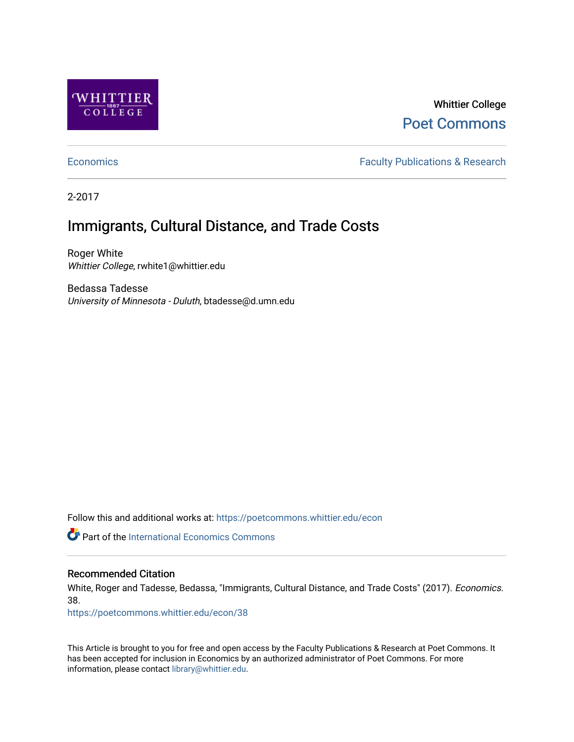Whittier College

Poet Commons

Economics | Faculty Publications & Research

2-2017

# Immigrants, Cultural Distance, and Trade Costs

Roger White
*Whittier College*, rwhite1@whittier.edu

Bedassa Tadesse
*University of Minnesota - Duluth*, btadesse@d.umn.edu

Follow this and additional works at: https://poetcommons.whittier.edu/econ

Part of the International Economics Commons

## Recommended Citation

White, Roger and Tadesse, Bedassa, "Immigrants, Cultural Distance, and Trade Costs" (2017). *Economics*. 38.
https://poetcommons.whittier.edu/econ/38

This Article is brought to you for free and open access by the Faculty Publications & Research at Poet Commons. It has been accepted for inclusion in Economics by an authorized administrator of Poet Commons. For more information, please contact library@whittier.edu.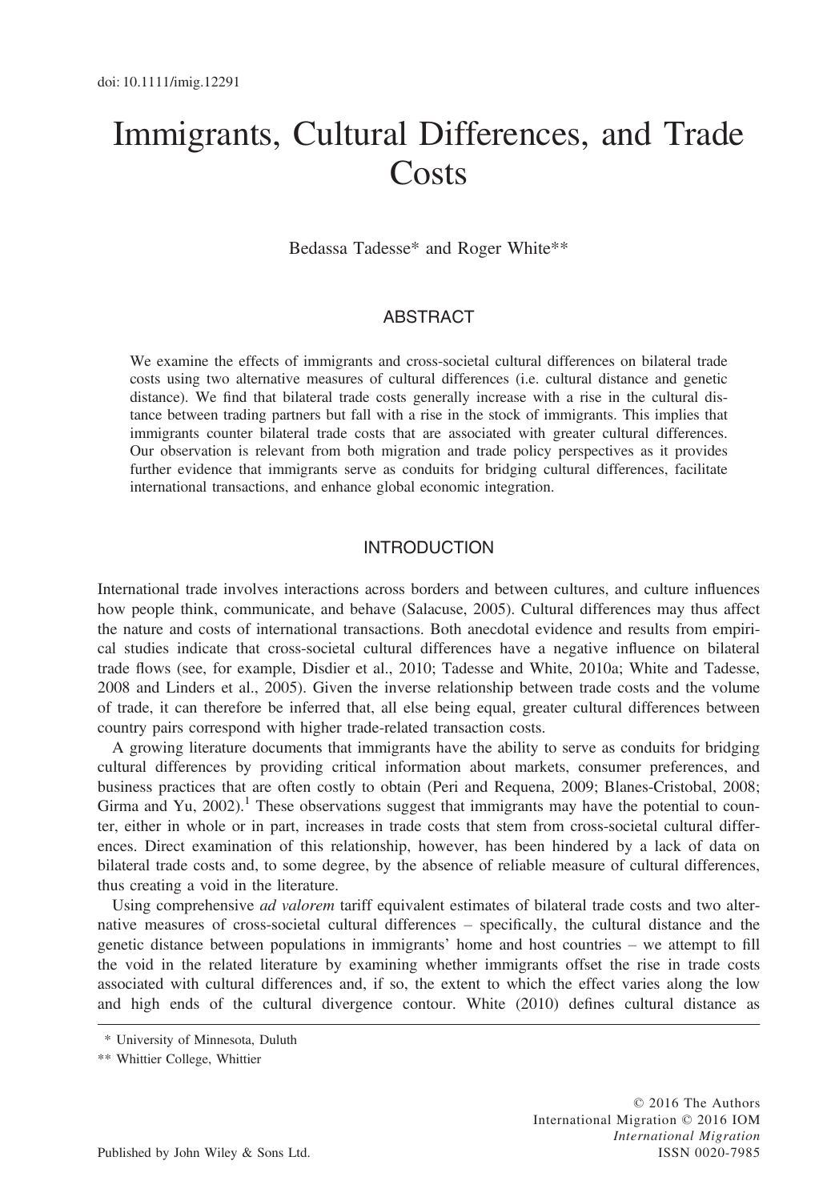doi: 10.1111/imig.12291

# Immigrants, Cultural Differences, and Trade Costs

Bedassa Tadesse* and Roger White**

## ABSTRACT

We examine the effects of immigrants and cross-societal cultural differences on bilateral trade costs using two alternative measures of cultural differences (i.e. cultural distance and genetic distance). We find that bilateral trade costs generally increase with a rise in the cultural distance between trading partners but fall with a rise in the stock of immigrants. This implies that immigrants counter bilateral trade costs that are associated with greater cultural differences. Our observation is relevant from both migration and trade policy perspectives as it provides further evidence that immigrants serve as conduits for bridging cultural differences, facilitate international transactions, and enhance global economic integration.

## INTRODUCTION

International trade involves interactions across borders and between cultures, and culture influences how people think, communicate, and behave (Salacuse, 2005). Cultural differences may thus affect the nature and costs of international transactions. Both anecdotal evidence and results from empirical studies indicate that cross-societal cultural differences have a negative influence on bilateral trade flows (see, for example, Disdier et al., 2010; Tadesse and White, 2010a; White and Tadesse, 2008 and Linders et al., 2005). Given the inverse relationship between trade costs and the volume of trade, it can therefore be inferred that, all else being equal, greater cultural differences between country pairs correspond with higher trade-related transaction costs.

A growing literature documents that immigrants have the ability to serve as conduits for bridging cultural differences by providing critical information about markets, consumer preferences, and business practices that are often costly to obtain (Peri and Requena, 2009; Blanes-Cristobal, 2008; Girma and Yu, 2002).[1] These observations suggest that immigrants may have the potential to counter, either in whole or in part, increases in trade costs that stem from cross-societal cultural differences. Direct examination of this relationship, however, has been hindered by a lack of data on bilateral trade costs and, to some degree, by the absence of reliable measure of cultural differences, thus creating a void in the literature.

Using comprehensive *ad valorem* tariff equivalent estimates of bilateral trade costs and two alternative measures of cross-societal cultural differences – specifically, the cultural distance and the genetic distance between populations in immigrants' home and host countries – we attempt to fill the void in the related literature by examining whether immigrants offset the rise in trade costs associated with cultural differences and, if so, the extent to which the effect varies along the low and high ends of the cultural divergence contour. White (2010) defines cultural distance as

\* University of Minnesota, Duluth

\*\* Whittier College, Whittier

© 2016 The Authors
International Migration © 2016 IOM
*International Migration*
ISSN 0020-7985

Published by John Wiley & Sons Ltd.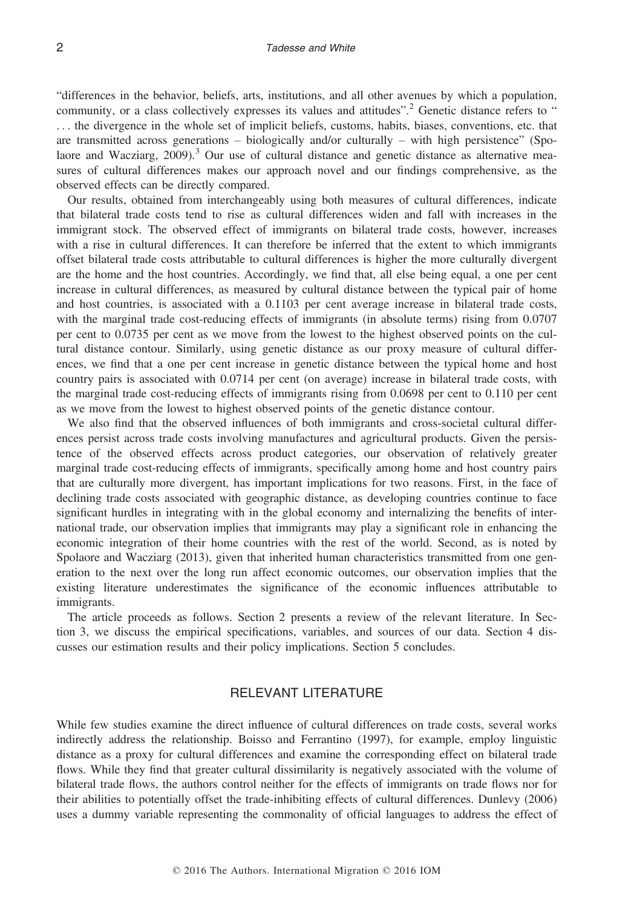"differences in the behavior, beliefs, arts, institutions, and all other avenues by which a population, community, or a class collectively expresses its values and attitudes".[2] Genetic distance refers to " … the divergence in the whole set of implicit beliefs, customs, habits, biases, conventions, etc. that are transmitted across generations – biologically and/or culturally – with high persistence" (Spolaore and Wacziarg, 2009).[3] Our use of cultural distance and genetic distance as alternative measures of cultural differences makes our approach novel and our findings comprehensive, as the observed effects can be directly compared.

Our results, obtained from interchangeably using both measures of cultural differences, indicate that bilateral trade costs tend to rise as cultural differences widen and fall with increases in the immigrant stock. The observed effect of immigrants on bilateral trade costs, however, increases with a rise in cultural differences. It can therefore be inferred that the extent to which immigrants offset bilateral trade costs attributable to cultural differences is higher the more culturally divergent are the home and the host countries. Accordingly, we find that, all else being equal, a one per cent increase in cultural differences, as measured by cultural distance between the typical pair of home and host countries, is associated with a 0.1103 per cent average increase in bilateral trade costs, with the marginal trade cost-reducing effects of immigrants (in absolute terms) rising from 0.0707 per cent to 0.0735 per cent as we move from the lowest to the highest observed points on the cultural distance contour. Similarly, using genetic distance as our proxy measure of cultural differences, we find that a one per cent increase in genetic distance between the typical home and host country pairs is associated with 0.0714 per cent (on average) increase in bilateral trade costs, with the marginal trade cost-reducing effects of immigrants rising from 0.0698 per cent to 0.110 per cent as we move from the lowest to highest observed points of the genetic distance contour.

We also find that the observed influences of both immigrants and cross-societal cultural differences persist across trade costs involving manufactures and agricultural products. Given the persistence of the observed effects across product categories, our observation of relatively greater marginal trade cost-reducing effects of immigrants, specifically among home and host country pairs that are culturally more divergent, has important implications for two reasons. First, in the face of declining trade costs associated with geographic distance, as developing countries continue to face significant hurdles in integrating with in the global economy and internalizing the benefits of international trade, our observation implies that immigrants may play a significant role in enhancing the economic integration of their home countries with the rest of the world. Second, as is noted by Spolaore and Wacziarg (2013), given that inherited human characteristics transmitted from one generation to the next over the long run affect economic outcomes, our observation implies that the existing literature underestimates the significance of the economic influences attributable to immigrants.

The article proceeds as follows. Section 2 presents a review of the relevant literature. In Section 3, we discuss the empirical specifications, variables, and sources of our data. Section 4 discusses our estimation results and their policy implications. Section 5 concludes.

## RELEVANT LITERATURE

While few studies examine the direct influence of cultural differences on trade costs, several works indirectly address the relationship. Boisso and Ferrantino (1997), for example, employ linguistic distance as a proxy for cultural differences and examine the corresponding effect on bilateral trade flows. While they find that greater cultural dissimilarity is negatively associated with the volume of bilateral trade flows, the authors control neither for the effects of immigrants on trade flows nor for their abilities to potentially offset the trade-inhibiting effects of cultural differences. Dunlevy (2006) uses a dummy variable representing the commonality of official languages to address the effect of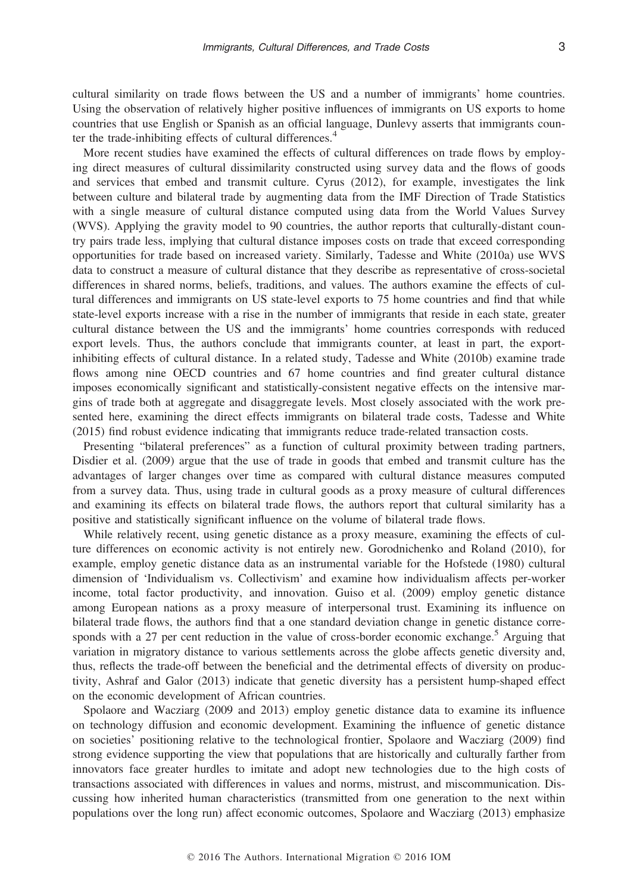cultural similarity on trade flows between the US and a number of immigrants' home countries. Using the observation of relatively higher positive influences of immigrants on US exports to home countries that use English or Spanish as an official language, Dunlevy asserts that immigrants counter the trade-inhibiting effects of cultural differences.[4]

More recent studies have examined the effects of cultural differences on trade flows by employing direct measures of cultural dissimilarity constructed using survey data and the flows of goods and services that embed and transmit culture. Cyrus (2012), for example, investigates the link between culture and bilateral trade by augmenting data from the IMF Direction of Trade Statistics with a single measure of cultural distance computed using data from the World Values Survey (WVS). Applying the gravity model to 90 countries, the author reports that culturally-distant country pairs trade less, implying that cultural distance imposes costs on trade that exceed corresponding opportunities for trade based on increased variety. Similarly, Tadesse and White (2010a) use WVS data to construct a measure of cultural distance that they describe as representative of cross-societal differences in shared norms, beliefs, traditions, and values. The authors examine the effects of cultural differences and immigrants on US state-level exports to 75 home countries and find that while state-level exports increase with a rise in the number of immigrants that reside in each state, greater cultural distance between the US and the immigrants' home countries corresponds with reduced export levels. Thus, the authors conclude that immigrants counter, at least in part, the export-inhibiting effects of cultural distance. In a related study, Tadesse and White (2010b) examine trade flows among nine OECD countries and 67 home countries and find greater cultural distance imposes economically significant and statistically-consistent negative effects on the intensive margins of trade both at aggregate and disaggregate levels. Most closely associated with the work presented here, examining the direct effects immigrants on bilateral trade costs, Tadesse and White (2015) find robust evidence indicating that immigrants reduce trade-related transaction costs.

Presenting "bilateral preferences" as a function of cultural proximity between trading partners, Disdier et al. (2009) argue that the use of trade in goods that embed and transmit culture has the advantages of larger changes over time as compared with cultural distance measures computed from a survey data. Thus, using trade in cultural goods as a proxy measure of cultural differences and examining its effects on bilateral trade flows, the authors report that cultural similarity has a positive and statistically significant influence on the volume of bilateral trade flows.

While relatively recent, using genetic distance as a proxy measure, examining the effects of culture differences on economic activity is not entirely new. Gorodnichenko and Roland (2010), for example, employ genetic distance data as an instrumental variable for the Hofstede (1980) cultural dimension of 'Individualism vs. Collectivism' and examine how individualism affects per-worker income, total factor productivity, and innovation. Guiso et al. (2009) employ genetic distance among European nations as a proxy measure of interpersonal trust. Examining its influence on bilateral trade flows, the authors find that a one standard deviation change in genetic distance corresponds with a 27 per cent reduction in the value of cross-border economic exchange.[5] Arguing that variation in migratory distance to various settlements across the globe affects genetic diversity and, thus, reflects the trade-off between the beneficial and the detrimental effects of diversity on productivity, Ashraf and Galor (2013) indicate that genetic diversity has a persistent hump-shaped effect on the economic development of African countries.

Spolaore and Wacziarg (2009 and 2013) employ genetic distance data to examine its influence on technology diffusion and economic development. Examining the influence of genetic distance on societies' positioning relative to the technological frontier, Spolaore and Wacziarg (2009) find strong evidence supporting the view that populations that are historically and culturally farther from innovators face greater hurdles to imitate and adopt new technologies due to the high costs of transactions associated with differences in values and norms, mistrust, and miscommunication. Discussing how inherited human characteristics (transmitted from one generation to the next within populations over the long run) affect economic outcomes, Spolaore and Wacziarg (2013) emphasize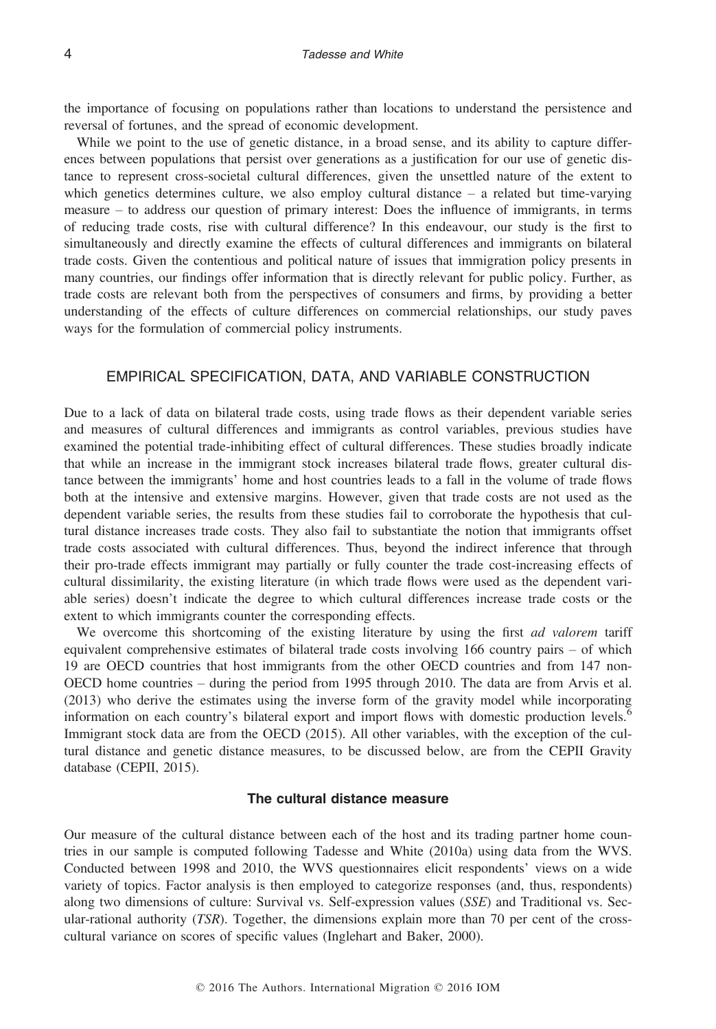the importance of focusing on populations rather than locations to understand the persistence and reversal of fortunes, and the spread of economic development.

While we point to the use of genetic distance, in a broad sense, and its ability to capture differences between populations that persist over generations as a justification for our use of genetic distance to represent cross-societal cultural differences, given the unsettled nature of the extent to which genetics determines culture, we also employ cultural distance – a related but time-varying measure – to address our question of primary interest: Does the influence of immigrants, in terms of reducing trade costs, rise with cultural difference? In this endeavour, our study is the first to simultaneously and directly examine the effects of cultural differences and immigrants on bilateral trade costs. Given the contentious and political nature of issues that immigration policy presents in many countries, our findings offer information that is directly relevant for public policy. Further, as trade costs are relevant both from the perspectives of consumers and firms, by providing a better understanding of the effects of culture differences on commercial relationships, our study paves ways for the formulation of commercial policy instruments.

## EMPIRICAL SPECIFICATION, DATA, AND VARIABLE CONSTRUCTION

Due to a lack of data on bilateral trade costs, using trade flows as their dependent variable series and measures of cultural differences and immigrants as control variables, previous studies have examined the potential trade-inhibiting effect of cultural differences. These studies broadly indicate that while an increase in the immigrant stock increases bilateral trade flows, greater cultural distance between the immigrants' home and host countries leads to a fall in the volume of trade flows both at the intensive and extensive margins. However, given that trade costs are not used as the dependent variable series, the results from these studies fail to corroborate the hypothesis that cultural distance increases trade costs. They also fail to substantiate the notion that immigrants offset trade costs associated with cultural differences. Thus, beyond the indirect inference that through their pro-trade effects immigrant may partially or fully counter the trade cost-increasing effects of cultural dissimilarity, the existing literature (in which trade flows were used as the dependent variable series) doesn't indicate the degree to which cultural differences increase trade costs or the extent to which immigrants counter the corresponding effects.

We overcome this shortcoming of the existing literature by using the first *ad valorem* tariff equivalent comprehensive estimates of bilateral trade costs involving 166 country pairs – of which 19 are OECD countries that host immigrants from the other OECD countries and from 147 non-OECD home countries – during the period from 1995 through 2010. The data are from Arvis et al. (2013) who derive the estimates using the inverse form of the gravity model while incorporating information on each country's bilateral export and import flows with domestic production levels.[6] Immigrant stock data are from the OECD (2015). All other variables, with the exception of the cultural distance and genetic distance measures, to be discussed below, are from the CEPII Gravity database (CEPII, 2015).

### The cultural distance measure

Our measure of the cultural distance between each of the host and its trading partner home countries in our sample is computed following Tadesse and White (2010a) using data from the WVS. Conducted between 1998 and 2010, the WVS questionnaires elicit respondents' views on a wide variety of topics. Factor analysis is then employed to categorize responses (and, thus, respondents) along two dimensions of culture: Survival vs. Self-expression values (*SSE*) and Traditional vs. Secular-rational authority (*TSR*). Together, the dimensions explain more than 70 per cent of the cross-cultural variance on scores of specific values (Inglehart and Baker, 2000).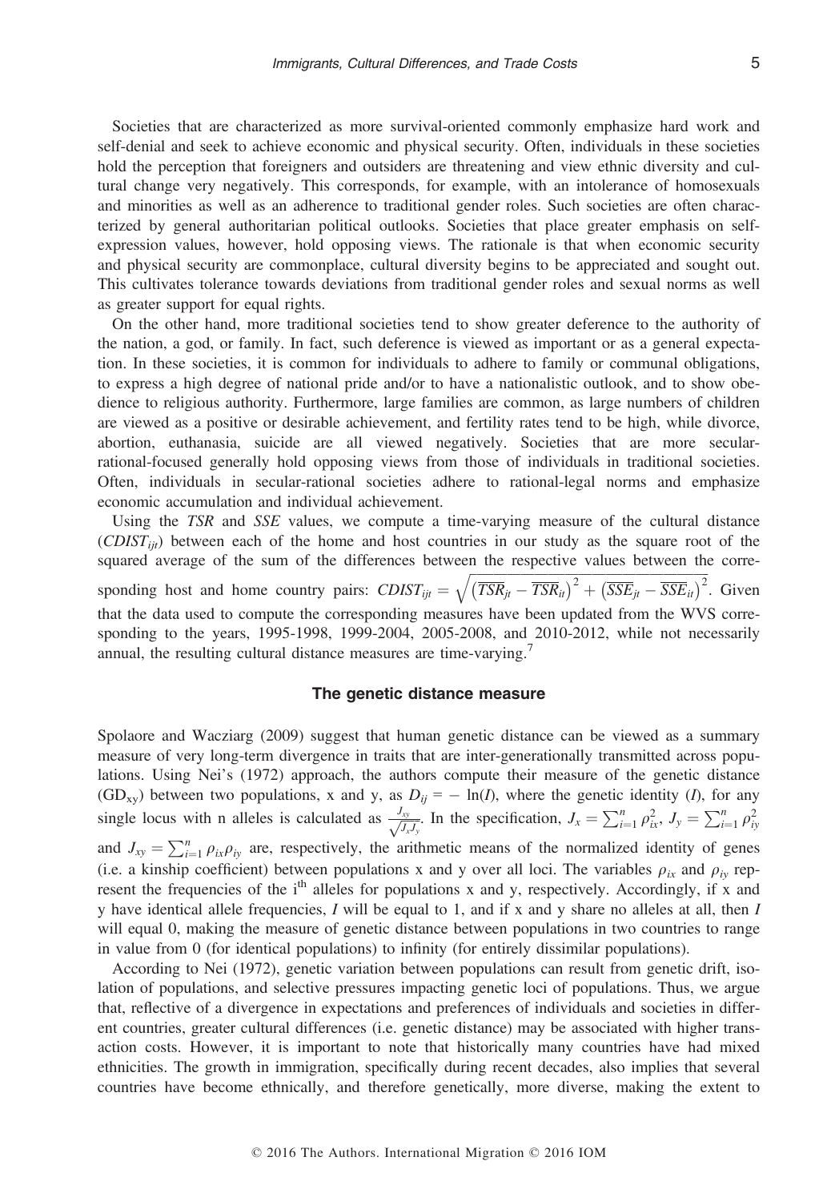Societies that are characterized as more survival-oriented commonly emphasize hard work and self-denial and seek to achieve economic and physical security. Often, individuals in these societies hold the perception that foreigners and outsiders are threatening and view ethnic diversity and cultural change very negatively. This corresponds, for example, with an intolerance of homosexuals and minorities as well as an adherence to traditional gender roles. Such societies are often characterized by general authoritarian political outlooks. Societies that place greater emphasis on self-expression values, however, hold opposing views. The rationale is that when economic security and physical security are commonplace, cultural diversity begins to be appreciated and sought out. This cultivates tolerance towards deviations from traditional gender roles and sexual norms as well as greater support for equal rights.

On the other hand, more traditional societies tend to show greater deference to the authority of the nation, a god, or family. In fact, such deference is viewed as important or as a general expectation. In these societies, it is common for individuals to adhere to family or communal obligations, to express a high degree of national pride and/or to have a nationalistic outlook, and to show obedience to religious authority. Furthermore, large families are common, as large numbers of children are viewed as a positive or desirable achievement, and fertility rates tend to be high, while divorce, abortion, euthanasia, suicide are all viewed negatively. Societies that are more secular-rational-focused generally hold opposing views from those of individuals in traditional societies. Often, individuals in secular-rational societies adhere to rational-legal norms and emphasize economic accumulation and individual achievement.

Using the *TSR* and *SSE* values, we compute a time-varying measure of the cultural distance ($CDIST_{ijt}$) between each of the home and host countries in our study as the square root of the squared average of the sum of the differences between the respective values between the corresponding host and home country pairs: $CDIST_{ijt} = \sqrt{\left(\overline{TSR}_{jt} - \overline{TSR}_{it}\right)^2 + \left(\overline{SSE}_{jt} - \overline{SSE}_{it}\right)^2}$. Given that the data used to compute the corresponding measures have been updated from the WVS corresponding to the years, 1995-1998, 1999-2004, 2005-2008, and 2010-2012, while not necessarily annual, the resulting cultural distance measures are time-varying.[7]

### The genetic distance measure

Spolaore and Wacziarg (2009) suggest that human genetic distance can be viewed as a summary measure of very long-term divergence in traits that are inter-generationally transmitted across populations. Using Nei's (1972) approach, the authors compute their measure of the genetic distance ($GD_{xy}$) between two populations, x and y, as $D_{ij} = -\ln(I)$, where the genetic identity ($I$), for any single locus with n alleles is calculated as $\frac{J_{xy}}{\sqrt{J_x J_y}}$. In the specification, $J_x = \sum_{i=1}^{n} \rho_{ix}^2$, $J_y = \sum_{i=1}^{n} \rho_{iy}^2$ and $J_{xy} = \sum_{i=1}^{n} \rho_{ix}\rho_{iy}$ are, respectively, the arithmetic means of the normalized identity of genes (i.e. a kinship coefficient) between populations x and y over all loci. The variables $\rho_{ix}$ and $\rho_{iy}$ represent the frequencies of the $i^{th}$ alleles for populations x and y, respectively. Accordingly, if x and y have identical allele frequencies, $I$ will be equal to 1, and if x and y share no alleles at all, then $I$ will equal 0, making the measure of genetic distance between populations in two countries to range in value from 0 (for identical populations) to infinity (for entirely dissimilar populations).

According to Nei (1972), genetic variation between populations can result from genetic drift, isolation of populations, and selective pressures impacting genetic loci of populations. Thus, we argue that, reflective of a divergence in expectations and preferences of individuals and societies in different countries, greater cultural differences (i.e. genetic distance) may be associated with higher transaction costs. However, it is important to note that historically many countries have had mixed ethnicities. The growth in immigration, specifically during recent decades, also implies that several countries have become ethnically, and therefore genetically, more diverse, making the extent to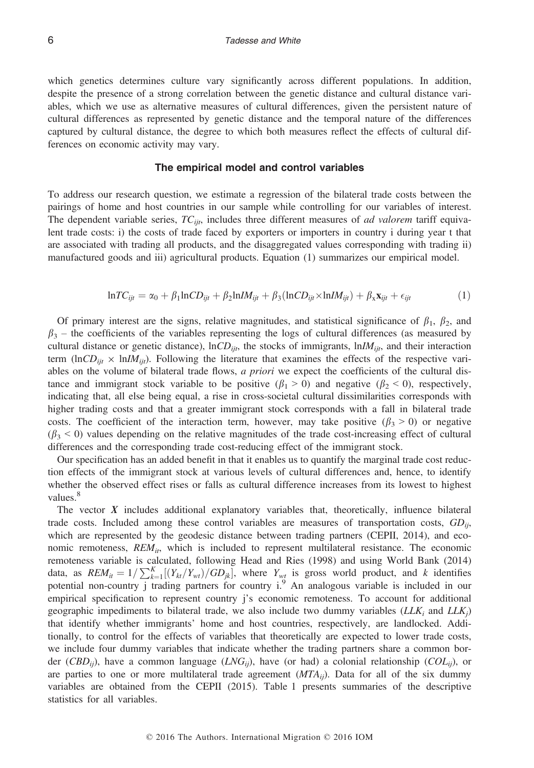which genetics determines culture vary significantly across different populations. In addition, despite the presence of a strong correlation between the genetic distance and cultural distance variables, which we use as alternative measures of cultural differences, given the persistent nature of cultural differences as represented by genetic distance and the temporal nature of the differences captured by cultural distance, the degree to which both measures reflect the effects of cultural differences on economic activity may vary.

## The empirical model and control variables

To address our research question, we estimate a regression of the bilateral trade costs between the pairings of home and host countries in our sample while controlling for our variables of interest. The dependent variable series, $TC_{ijt}$, includes three different measures of *ad valorem* tariff equivalent trade costs: i) the costs of trade faced by exporters or importers in country i during year t that are associated with trading all products, and the disaggregated values corresponding with trading ii) manufactured goods and iii) agricultural products. Equation (1) summarizes our empirical model.

$$\ln TC_{ijt} = \alpha_0 + \beta_1 \ln CD_{ijt} + \beta_2 \ln IM_{ijt} + \beta_3 (\ln CD_{ijt} \times \ln IM_{ijt}) + \beta_x \mathbf{x}_{ijt} + \epsilon_{ijt} \tag{1}$$

Of primary interest are the signs, relative magnitudes, and statistical significance of $\beta_1$, $\beta_2$, and $\beta_3$ – the coefficients of the variables representing the logs of cultural differences (as measured by cultural distance or genetic distance), $\ln CD_{ijt}$, the stocks of immigrants, $\ln IM_{ijt}$, and their interaction term ($\ln CD_{ijt} \times \ln IM_{ijt}$). Following the literature that examines the effects of the respective variables on the volume of bilateral trade flows, *a priori* we expect the coefficients of the cultural distance and immigrant stock variable to be positive ($\beta_1 > 0$) and negative ($\beta_2 < 0$), respectively, indicating that, all else being equal, a rise in cross-societal cultural dissimilarities corresponds with higher trading costs and that a greater immigrant stock corresponds with a fall in bilateral trade costs. The coefficient of the interaction term, however, may take positive ($\beta_3 > 0$) or negative ($\beta_3 < 0$) values depending on the relative magnitudes of the trade cost-increasing effect of cultural differences and the corresponding trade cost-reducing effect of the immigrant stock.

Our specification has an added benefit in that it enables us to quantify the marginal trade cost reduction effects of the immigrant stock at various levels of cultural differences and, hence, to identify whether the observed effect rises or falls as cultural difference increases from its lowest to highest values.[8]

The vector $\boldsymbol{X}$ includes additional explanatory variables that, theoretically, influence bilateral trade costs. Included among these control variables are measures of transportation costs, $GD_{ij}$, which are represented by the geodesic distance between trading partners (CEPII, 2014), and economic remoteness, $REM_{it}$, which is included to represent multilateral resistance. The economic remoteness variable is calculated, following Head and Ries (1998) and using World Bank (2014) data, as $REM_{it} = 1/\sum_{k=1}^{K}[(Y_{kt}/Y_{wt})/GD_{jk}]$, where $Y_{wt}$ is gross world product, and $k$ identifies potential non-country j trading partners for country i.[9] An analogous variable is included in our empirical specification to represent country j's economic remoteness. To account for additional geographic impediments to bilateral trade, we also include two dummy variables ($LLK_i$ and $LLK_j$) that identify whether immigrants' home and host countries, respectively, are landlocked. Additionally, to control for the effects of variables that theoretically are expected to lower trade costs, we include four dummy variables that indicate whether the trading partners share a common border ($CBD_{ij}$), have a common language ($LNG_{ij}$), have (or had) a colonial relationship ($COL_{ij}$), or are parties to one or more multilateral trade agreement ($MTA_{ij}$). Data for all of the six dummy variables are obtained from the CEPII (2015). Table 1 presents summaries of the descriptive statistics for all variables.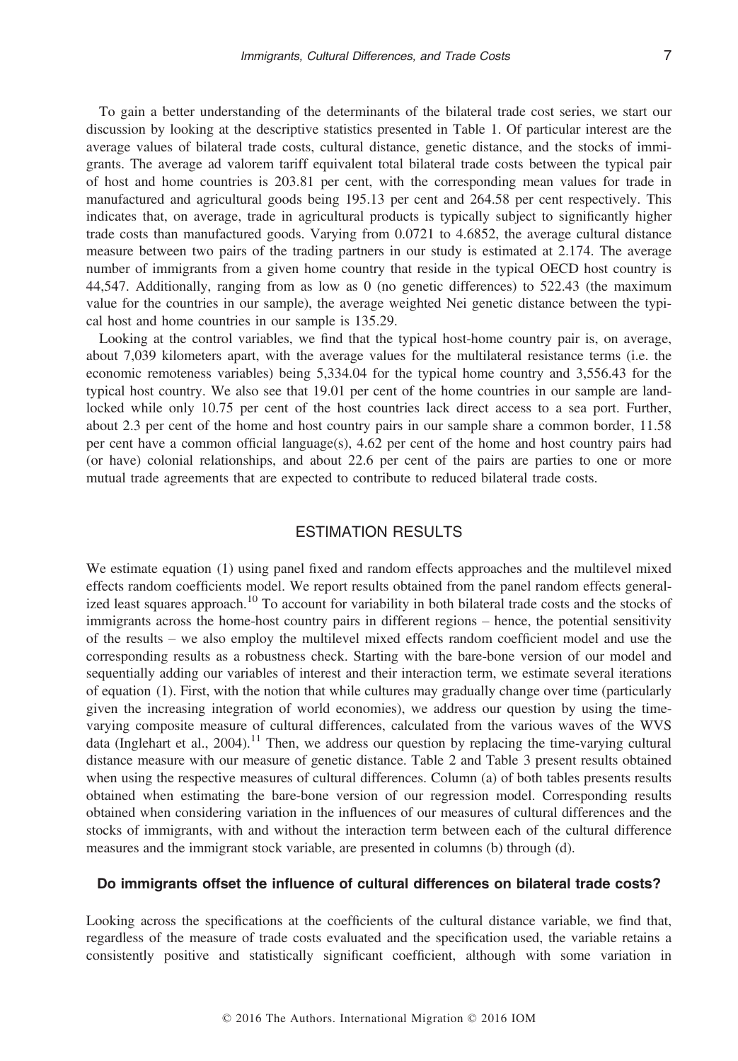To gain a better understanding of the determinants of the bilateral trade cost series, we start our discussion by looking at the descriptive statistics presented in Table 1. Of particular interest are the average values of bilateral trade costs, cultural distance, genetic distance, and the stocks of immigrants. The average ad valorem tariff equivalent total bilateral trade costs between the typical pair of host and home countries is 203.81 per cent, with the corresponding mean values for trade in manufactured and agricultural goods being 195.13 per cent and 264.58 per cent respectively. This indicates that, on average, trade in agricultural products is typically subject to significantly higher trade costs than manufactured goods. Varying from 0.0721 to 4.6852, the average cultural distance measure between two pairs of the trading partners in our study is estimated at 2.174. The average number of immigrants from a given home country that reside in the typical OECD host country is 44,547. Additionally, ranging from as low as 0 (no genetic differences) to 522.43 (the maximum value for the countries in our sample), the average weighted Nei genetic distance between the typical host and home countries in our sample is 135.29.

Looking at the control variables, we find that the typical host-home country pair is, on average, about 7,039 kilometers apart, with the average values for the multilateral resistance terms (i.e. the economic remoteness variables) being 5,334.04 for the typical home country and 3,556.43 for the typical host country. We also see that 19.01 per cent of the home countries in our sample are landlocked while only 10.75 per cent of the host countries lack direct access to a sea port. Further, about 2.3 per cent of the home and host country pairs in our sample share a common border, 11.58 per cent have a common official language(s), 4.62 per cent of the home and host country pairs had (or have) colonial relationships, and about 22.6 per cent of the pairs are parties to one or more mutual trade agreements that are expected to contribute to reduced bilateral trade costs.

## ESTIMATION RESULTS

We estimate equation (1) using panel fixed and random effects approaches and the multilevel mixed effects random coefficients model. We report results obtained from the panel random effects generalized least squares approach.[10] To account for variability in both bilateral trade costs and the stocks of immigrants across the home-host country pairs in different regions – hence, the potential sensitivity of the results – we also employ the multilevel mixed effects random coefficient model and use the corresponding results as a robustness check. Starting with the bare-bone version of our model and sequentially adding our variables of interest and their interaction term, we estimate several iterations of equation (1). First, with the notion that while cultures may gradually change over time (particularly given the increasing integration of world economies), we address our question by using the time-varying composite measure of cultural differences, calculated from the various waves of the WVS data (Inglehart et al., 2004).[11] Then, we address our question by replacing the time-varying cultural distance measure with our measure of genetic distance. Table 2 and Table 3 present results obtained when using the respective measures of cultural differences. Column (a) of both tables presents results obtained when estimating the bare-bone version of our regression model. Corresponding results obtained when considering variation in the influences of our measures of cultural differences and the stocks of immigrants, with and without the interaction term between each of the cultural difference measures and the immigrant stock variable, are presented in columns (b) through (d).

### Do immigrants offset the influence of cultural differences on bilateral trade costs?

Looking across the specifications at the coefficients of the cultural distance variable, we find that, regardless of the measure of trade costs evaluated and the specification used, the variable retains a consistently positive and statistically significant coefficient, although with some variation in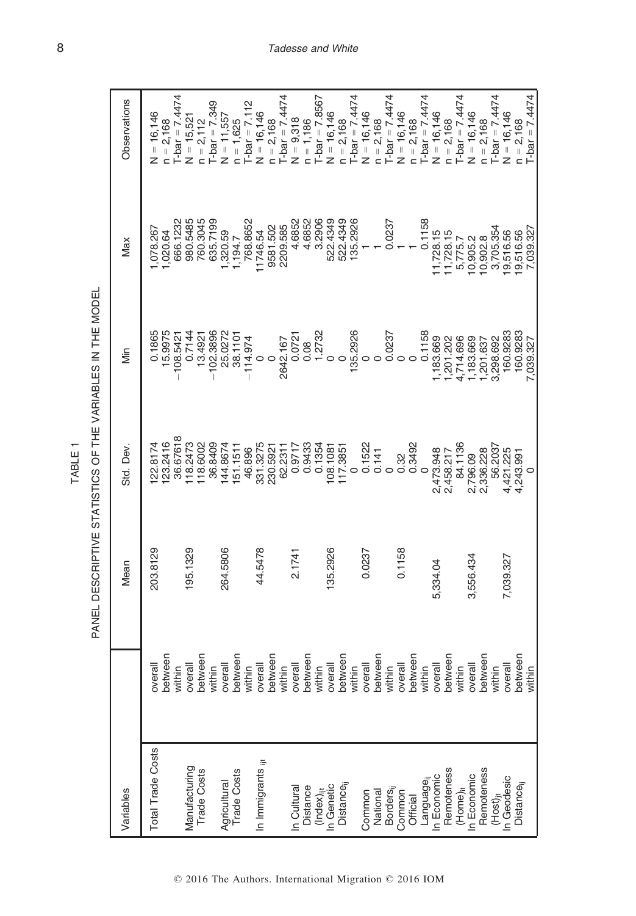TABLE 1

PANEL DESCRIPTIVE STATISTICS OF THE VARIABLES IN THE MODEL

| Variables | | Mean | Std. Dev. | Min | Max | Observations |
|---|---|---|---|---|---|---|
| Total Trade Costs | overall | 203.8129 | 122.8174 | 0.1865 | 1,078.267 | N = 16,146 |
| | between | | 123.2416 | 15.9975 | 1,020.64 | n = 2,168 |
| | within | | 36.67618 | −108.5421 | 666.1232 | T-bar = 7.4474 |
| Manufacturing Trade Costs | overall | 195.1329 | 118.2473 | 0.7144 | 980.5485 | N = 15,521 |
| | between | | 118.6002 | 13.4921 | 760.3045 | n = 2,112 |
| | within | | 36.8409 | −102.3896 | 635.7199 | T-bar = 7.349 |
| Agricultural Trade Costs | overall | 264.5806 | 144.8674 | 25.0272 | 1,320.59 | N = 11,557 |
| | between | | 151.1511 | 38.1101 | 1,194.7 | n = 1,625 |
| | within | | 46.896 | −114.974 | 768.8652 | T-bar = 7.112 |
| ln Immigrants $_{ijt}$ | overall | 44.5478 | 331.3275 | 0 | 11746.54 | N = 16,146 |
| | between | | 230.5921 | 0 | 9581.502 | n = 2,168 |
| | within | | 62.2311 | 2642.167 | 2209.585 | T-bar = 7.4474 |
| ln Cultural Distance (Index)$_{ijt}$ | overall | 2.1741 | 0.9717 | 0.0721 | 4.6852 | N = 9,318 |
| | between | | 0.9433 | 0.08 | 4.6852 | n = 1,186 |
| | within | | 0.1354 | 1.2732 | 3.2906 | T-bar = 7.8567 |
| ln Genetic Distance$_{ij}$ | overall | 135.2926 | 108.1081 | 0 | 522.4349 | N = 16,146 |
| | between | | 117.3851 | 0 | 522.4349 | n = 2,168 |
| | within | | 0 | 135.2926 | 135.2926 | T-bar = 7.4474 |
| Common National Borders$_{ij}$ | overall | 0.0237 | 0.1522 | 0 | 1 | N = 16,146 |
| | between | | 0.141 | 0 | 1 | n = 2,168 |
| | within | | 0 | 0.0237 | 0.0237 | T-bar = 7.4474 |
| Common Official Language$_{ij}$ | overall | 0.1158 | 0.32 | 0 | 1 | N = 16,146 |
| | between | | 0.3492 | 0 | 1 | n = 2,168 |
| | within | | 0 | 0.1158 | 0.1158 | T-bar = 7.4474 |
| ln Economic Remoteness (Home)$_{it}$ | overall | 5,334.04 | 2,473.948 | 1,183.669 | 11,728.15 | N = 16,146 |
| | between | | 2,458.217 | 1,201.202 | 11,728.15 | n = 2,168 |
| | within | | 84.1136 | 4,714.696 | 5,775.7 | T-bar = 7.4474 |
| ln Economic Remoteness (Host)$_{jt}$ | overall | 3,556.434 | 2,796.09 | 1,183.669 | 10,905.2 | N = 16,146 |
| | between | | 2,336.228 | 1,201.637 | 10,902.8 | n = 2,168 |
| | within | | 56.2037 | 3,298.692 | 3,705.354 | T-bar = 7.4474 |
| ln Geodesic Distance$_{ij}$ | overall | 7,039.327 | 4,421.225 | 160.9283 | 19,516.56 | N = 16,146 |
| | between | | 4,243.991 | 160.9283 | 19,516.56 | n = 2,168 |
| | within | | 0 | 7,039.327 | 7,039.327 | T-bar = 7.4474 |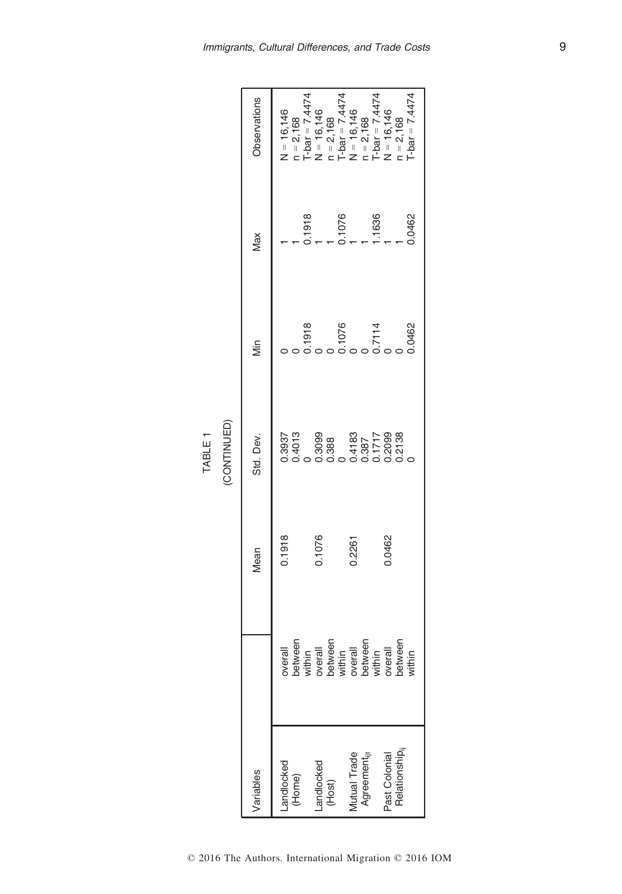TABLE 1

(CONTINUED)

| Variables | | Mean | Std. Dev. | Min | Max | Observations |
|---|---|---|---|---|---|---|
| Landlocked (Home) | overall | 0.1918 | 0.3937 | 0 | 1 | N = 16,146 |
| | between | | 0.4013 | 0 | 1 | n = 2,168 |
| | within | | 0 | 0.1918 | 0.1918 | T-bar = 7.4474 |
| Landlocked (Host) | overall | 0.1076 | 0.3099 | 0 | 1 | N = 16,146 |
| | between | | 0.388 | 0 | 1 | n = 2,168 |
| | within | | 0 | 0.1076 | 0.1076 | T-bar = 7.4474 |
| Mutual Trade Agreement$_{ijt}$ | overall | 0.2261 | 0.4183 | 0 | 1 | N = 16,146 |
| | between | | 0.387 | 0 | 1 | n = 2,168 |
| | within | | 0.1717 | 0.7114 | 1.1636 | T-bar = 7.4474 |
| Past Colonial Relationship$_{ij}$ | overall | 0.0462 | 0.2099 | 0 | 1 | N = 16,146 |
| | between | | 0.2138 | 0 | 1 | n = 2,168 |
| | within | | 0 | 0.0462 | 0.0462 | T-bar = 7.4474 |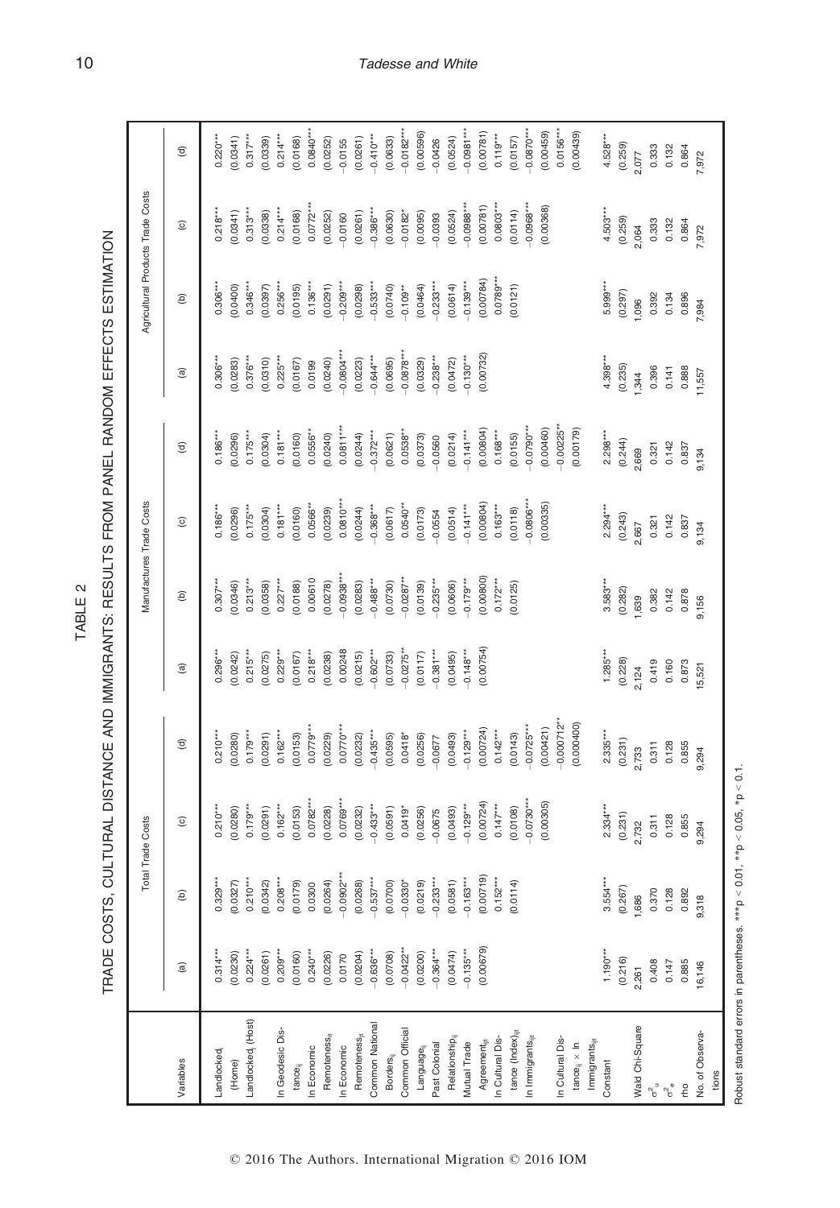TABLE 2

TRADE COSTS, CULTURAL DISTANCE AND IMMIGRANTS: RESULTS FROM PANEL RANDOM EFFECTS ESTIMATION

| | Total Trade Costs | | | | Manufactures Trade Costs | | | | Agricultural Products Trade Costs | | | |
|---|---|---|---|---|---|---|---|---|---|---|---|---|
| Variables | (a) | (b) | (c) | (d) | (a) | (b) | (c) | (d) | (a) | (b) | (c) | (d) |
| $Landlocked_i$ (Home) | 0.314*** | 0.329*** | 0.210*** | 0.210*** | 0.296*** | 0.307*** | 0.186*** | 0.186*** | 0.306*** | 0.306*** | 0.218*** | 0.220*** |
| | (0.0230) | (0.0327) | (0.0280) | (0.0280) | (0.0242) | (0.0346) | (0.0296) | (0.0296) | (0.0283) | (0.0400) | (0.0341) | (0.0341) |
| $Landlocked_j$ (Host) | 0.224*** | 0.210*** | 0.179*** | 0.179*** | 0.215*** | 0.213*** | 0.175*** | 0.175*** | 0.376*** | 0.346*** | 0.313*** | 0.317*** |
| | (0.0261) | (0.0342) | (0.0291) | (0.0291) | (0.0275) | (0.0358) | (0.0304) | (0.0304) | (0.0310) | (0.0397) | (0.0338) | (0.0339) |
| ln Geodesic $Distance_{ij}$ | 0.209*** | 0.208*** | 0.162*** | 0.162*** | 0.229*** | 0.227*** | 0.181*** | 0.181*** | 0.225*** | 0.256*** | 0.214*** | 0.214*** |
| | (0.0160) | (0.0179) | (0.0153) | (0.0153) | (0.0167) | (0.0188) | (0.0160) | (0.0160) | (0.0167) | (0.0195) | (0.0168) | (0.0168) |
| ln Economic $Remoteness_{it}$ | 0.240*** | 0.0300 | 0.0782*** | 0.0779*** | 0.218*** | 0.00610 | 0.0566** | 0.0556** | 0.199 | 0.136*** | 0.0772*** | 0.0840*** |
| | (0.0226) | (0.0264) | (0.0228) | (0.0229) | (0.0238) | (0.0278) | (0.0239) | (0.0240) | (0.0240) | (0.0291) | (0.0252) | (0.0252) |
| ln Economic $Remoteness_{jt}$ | 0.0170 | −0.0902*** | 0.0769*** | 0.0770*** | 0.00248 | −0.0938*** | 0.0810*** | 0.0811*** | −0.0804*** | −0.209*** | −0.0160 | −0.0155 |
| | (0.0204) | (0.0268) | (0.0232) | (0.0232) | (0.0215) | (0.0283) | (0.0244) | (0.0244) | (0.0223) | (0.0298) | (0.0261) | (0.0261) |
| Common National $Borders_{ij}$ | −0.636*** | −0.537*** | −0.433*** | −0.435*** | −0.602*** | −0.488*** | −0.368*** | −0.372*** | −0.644*** | −0.533*** | −0.386*** | −0.410*** |
| | (0.0708) | (0.0700) | (0.0591) | (0.0595) | (0.0733) | (0.0730) | (0.0617) | (0.0621) | (0.0695) | (0.0740) | (0.0630) | (0.0633) |
| Common Official $Language_{ij}$ | −0.0422** | −0.0330* | 0.0419* | 0.0418* | −0.0275** | −0.0287** | 0.0540** | 0.0538** | −0.0878*** | −0.109** | −0.0182* | −0.0182*** |
| | (0.0200) | (0.0219) | (0.0256) | (0.0256) | (0.0117) | (0.0139) | (0.0173) | (0.0373) | (0.0329) | (0.0464) | (0.0095) | (0.00596) |
| Past Colonial $Relationship_{ij}$ | −0.364*** | −0.233*** | −0.0675 | −0.0677 | −0.381*** | −0.235*** | −0.0554 | −0.0560 | −0.238*** | −0.233*** | −0.0393 | −0.0426 |
| | (0.0474) | (0.0581) | (0.0493) | (0.0493) | (0.0495) | (0.0606) | (0.0514) | (0.0214) | (0.0472) | (0.0614) | (0.0524) | (0.0524) |
| Mutual Trade $Agreement_{ijt}$ | −0.135*** | −0.163*** | −0.129*** | −0.129*** | −0.148*** | −0.179*** | −0.141*** | −0.141*** | −0.130*** | −0.139*** | −0.0988*** | −0.0981*** |
| | (0.00679) | (0.00719) | (0.00724) | (0.00724) | (0.00754) | (0.00800) | (0.00804) | (0.00804) | (0.00732) | (0.00784) | (0.00781) | (0.00781) |
| ln Cultural Distance $(Index)_{ijt}$ | | 0.152*** | 0.147*** | 0.142*** | | 0.172*** | 0.163*** | 0.168*** | | 0.0789*** | 0.0803*** | 0.119*** |
| | | (0.0114) | (0.0108) | (0.0143) | | (0.0125) | (0.0118) | (0.0155) | | (0.0121) | (0.0114) | (0.0157) |
| ln $Immigrants_{ijt}$ | | | −0.0730*** | −0.0725*** | | | −0.0806*** | −0.0790*** | | | −0.0968*** | −0.0870*** |
| | | | (0.00305) | (0.00421) | | | (0.00335) | (0.00460) | | | (0.00368) | (0.00459) |
| ln Cultural $Distance_{ij}$ × ln $Immigrants_{ijt}$ | | | | −0.000712** | | | | −0.00225** | | | | 0.0156*** |
| | | | | (0.000400) | | | | (0.00179) | | | | (0.00439) |
| Constant | 1.190*** | 3.554*** | 2.334*** | 2.335*** | 1.285*** | 3.583*** | 2.294*** | 2.298*** | 4.398*** | 5.999*** | 4.503*** | 4.528*** |
| | (0.216) | (0.267) | (0.231) | (0.231) | (0.228) | (0.282) | (0.243) | (0.244) | (0.235) | (0.297) | (0.259) | (0.259) |
| Wald Chi-Square | 2,261 | 1,686 | 2,732 | 2,733 | 2,124 | 1,639 | 2,667 | 2,669 | 1,344 | 1,096 | 2,064 | 2,077 |
| $\sigma^2_u$ | 0.408 | 0.370 | 0.311 | 0.311 | 0.419 | 0.382 | 0.321 | 0.321 | 0.396 | 0.392 | 0.333 | 0.333 |
| $\sigma^2_e$ | 0.147 | 0.128 | 0.128 | 0.128 | 0.160 | 0.142 | 0.142 | 0.142 | 0.141 | 0.134 | 0.132 | 0.132 |
| rho | 0.885 | 0.892 | 0.855 | 0.855 | 0.873 | 0.878 | 0.837 | 0.837 | 0.888 | 0.896 | 0.864 | 0.864 |
| No. of Observations | 16,146 | 9,318 | 9,294 | 9,294 | 15,521 | 9,156 | 9,134 | 9,134 | 11,557 | 7,984 | 7,972 | 7,972 |

Robust standard errors in parentheses. ***$p < 0.01$, **$p < 0.05$, *$p < 0.1$.

© 2016 The Authors. International Migration © 2016 IOM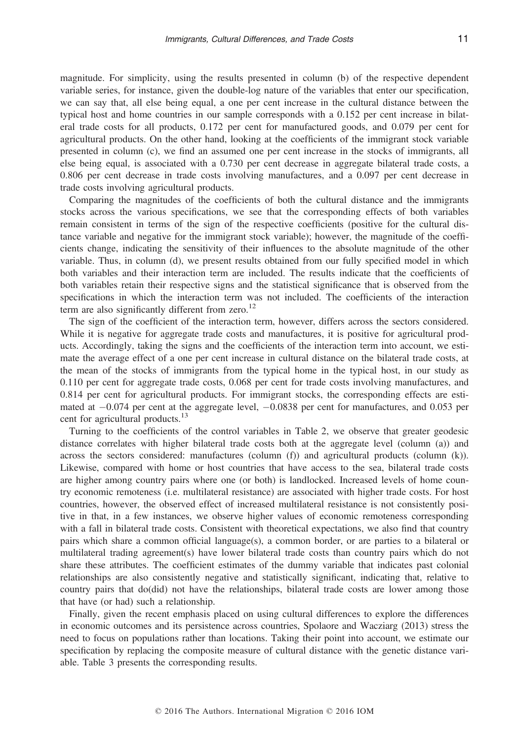magnitude. For simplicity, using the results presented in column (b) of the respective dependent variable series, for instance, given the double-log nature of the variables that enter our specification, we can say that, all else being equal, a one per cent increase in the cultural distance between the typical host and home countries in our sample corresponds with a 0.152 per cent increase in bilateral trade costs for all products, 0.172 per cent for manufactured goods, and 0.079 per cent for agricultural products. On the other hand, looking at the coefficients of the immigrant stock variable presented in column (c), we find an assumed one per cent increase in the stocks of immigrants, all else being equal, is associated with a 0.730 per cent decrease in aggregate bilateral trade costs, a 0.806 per cent decrease in trade costs involving manufactures, and a 0.097 per cent decrease in trade costs involving agricultural products.

Comparing the magnitudes of the coefficients of both the cultural distance and the immigrants stocks across the various specifications, we see that the corresponding effects of both variables remain consistent in terms of the sign of the respective coefficients (positive for the cultural distance variable and negative for the immigrant stock variable); however, the magnitude of the coefficients change, indicating the sensitivity of their influences to the absolute magnitude of the other variable. Thus, in column (d), we present results obtained from our fully specified model in which both variables and their interaction term are included. The results indicate that the coefficients of both variables retain their respective signs and the statistical significance that is observed from the specifications in which the interaction term was not included. The coefficients of the interaction term are also significantly different from zero.[12]

The sign of the coefficient of the interaction term, however, differs across the sectors considered. While it is negative for aggregate trade costs and manufactures, it is positive for agricultural products. Accordingly, taking the signs and the coefficients of the interaction term into account, we estimate the average effect of a one per cent increase in cultural distance on the bilateral trade costs, at the mean of the stocks of immigrants from the typical home in the typical host, in our study as 0.110 per cent for aggregate trade costs, 0.068 per cent for trade costs involving manufactures, and 0.814 per cent for agricultural products. For immigrant stocks, the corresponding effects are estimated at −0.074 per cent at the aggregate level, −0.0838 per cent for manufactures, and 0.053 per cent for agricultural products.[13]

Turning to the coefficients of the control variables in Table 2, we observe that greater geodesic distance correlates with higher bilateral trade costs both at the aggregate level (column (a)) and across the sectors considered: manufactures (column (f)) and agricultural products (column (k)). Likewise, compared with home or host countries that have access to the sea, bilateral trade costs are higher among country pairs where one (or both) is landlocked. Increased levels of home country economic remoteness (i.e. multilateral resistance) are associated with higher trade costs. For host countries, however, the observed effect of increased multilateral resistance is not consistently positive in that, in a few instances, we observe higher values of economic remoteness corresponding with a fall in bilateral trade costs. Consistent with theoretical expectations, we also find that country pairs which share a common official language(s), a common border, or are parties to a bilateral or multilateral trading agreement(s) have lower bilateral trade costs than country pairs which do not share these attributes. The coefficient estimates of the dummy variable that indicates past colonial relationships are also consistently negative and statistically significant, indicating that, relative to country pairs that do(did) not have the relationships, bilateral trade costs are lower among those that have (or had) such a relationship.

Finally, given the recent emphasis placed on using cultural differences to explore the differences in economic outcomes and its persistence across countries, Spolaore and Wacziarg (2013) stress the need to focus on populations rather than locations. Taking their point into account, we estimate our specification by replacing the composite measure of cultural distance with the genetic distance variable. Table 3 presents the corresponding results.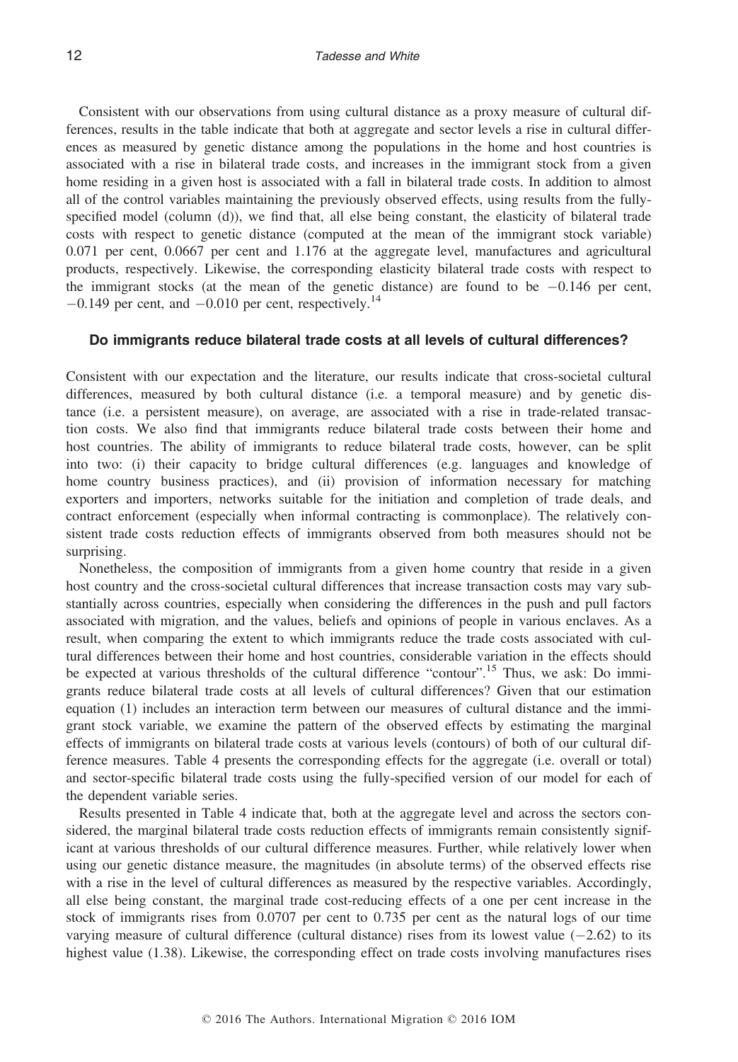Consistent with our observations from using cultural distance as a proxy measure of cultural differences, results in the table indicate that both at aggregate and sector levels a rise in cultural differences as measured by genetic distance among the populations in the home and host countries is associated with a rise in bilateral trade costs, and increases in the immigrant stock from a given home residing in a given host is associated with a fall in bilateral trade costs. In addition to almost all of the control variables maintaining the previously observed effects, using results from the fully-specified model (column (d)), we find that, all else being constant, the elasticity of bilateral trade costs with respect to genetic distance (computed at the mean of the immigrant stock variable) 0.071 per cent, 0.0667 per cent and 1.176 at the aggregate level, manufactures and agricultural products, respectively. Likewise, the corresponding elasticity bilateral trade costs with respect to the immigrant stocks (at the mean of the genetic distance) are found to be −0.146 per cent, −0.149 per cent, and −0.010 per cent, respectively.[14]

### Do immigrants reduce bilateral trade costs at all levels of cultural differences?

Consistent with our expectation and the literature, our results indicate that cross-societal cultural differences, measured by both cultural distance (i.e. a temporal measure) and by genetic distance (i.e. a persistent measure), on average, are associated with a rise in trade-related transaction costs. We also find that immigrants reduce bilateral trade costs between their home and host countries. The ability of immigrants to reduce bilateral trade costs, however, can be split into two: (i) their capacity to bridge cultural differences (e.g. languages and knowledge of home country business practices), and (ii) provision of information necessary for matching exporters and importers, networks suitable for the initiation and completion of trade deals, and contract enforcement (especially when informal contracting is commonplace). The relatively consistent trade costs reduction effects of immigrants observed from both measures should not be surprising.

Nonetheless, the composition of immigrants from a given home country that reside in a given host country and the cross-societal cultural differences that increase transaction costs may vary substantially across countries, especially when considering the differences in the push and pull factors associated with migration, and the values, beliefs and opinions of people in various enclaves. As a result, when comparing the extent to which immigrants reduce the trade costs associated with cultural differences between their home and host countries, considerable variation in the effects should be expected at various thresholds of the cultural difference "contour".[15] Thus, we ask: Do immigrants reduce bilateral trade costs at all levels of cultural differences? Given that our estimation equation (1) includes an interaction term between our measures of cultural distance and the immigrant stock variable, we examine the pattern of the observed effects by estimating the marginal effects of immigrants on bilateral trade costs at various levels (contours) of both of our cultural difference measures. Table 4 presents the corresponding effects for the aggregate (i.e. overall or total) and sector-specific bilateral trade costs using the fully-specified version of our model for each of the dependent variable series.

Results presented in Table 4 indicate that, both at the aggregate level and across the sectors considered, the marginal bilateral trade costs reduction effects of immigrants remain consistently significant at various thresholds of our cultural difference measures. Further, while relatively lower when using our genetic distance measure, the magnitudes (in absolute terms) of the observed effects rise with a rise in the level of cultural differences as measured by the respective variables. Accordingly, all else being constant, the marginal trade cost-reducing effects of a one per cent increase in the stock of immigrants rises from 0.0707 per cent to 0.735 per cent as the natural logs of our time varying measure of cultural difference (cultural distance) rises from its lowest value (−2.62) to its highest value (1.38). Likewise, the corresponding effect on trade costs involving manufactures rises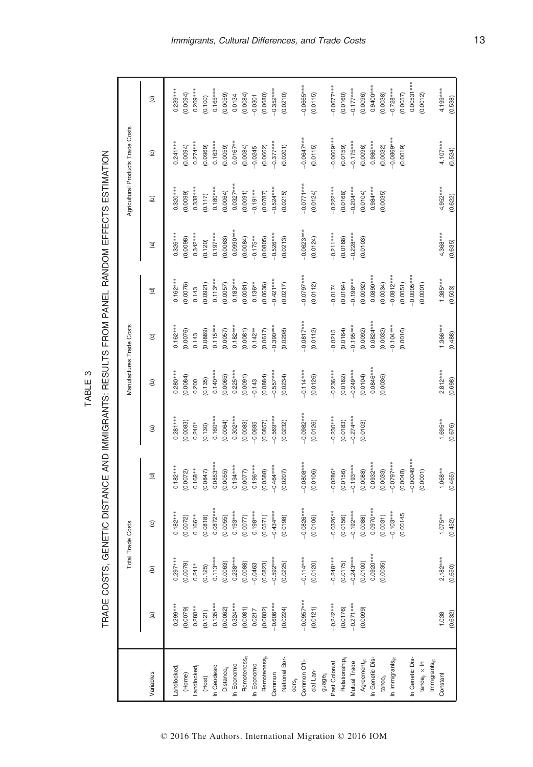TABLE 3

TRADE COSTS, GENETIC DISTANCE AND IMMIGRANTS: RESULTS FROM PANEL RANDOM EFFECTS ESTIMATION

| Variables | Total Trade Costs | | | | Manufactures Trade Costs | | | | Agricultural Products Trade Costs | | | |
|---|---|---|---|---|---|---|---|---|---|---|---|---|
| | (a) | (b) | (c) | (d) | (a) | (b) | (c) | (d) | (a) | (b) | (c) | (d) |
| Landlocked$_i$ (Home) | 0.299*** | 0.297*** | 0.182*** | 0.182*** | 0.281*** | 0.280*** | 0.162*** | 0.162*** | 0.326*** | 0.320*** | 0.241*** | 0.239*** |
| | (0.0079) | (0.0079) | (0.0072) | (0.0072) | (0.0083) | (0.0084) | (0.0076) | (0.0076) | (0.0098) | (0.0099) | (0.0094) | (0.0094) |
| Landlocked$_j$ (Host) | 0.280** | 0.241* | 0.166** | 0.168** | 0.240* | 0.200 | 0.143 | 0.143 | 0.342*** | 0.338*** | 0.274*** | 0.269*** |
| | (0.121) | (0.125) | (0.0818) | (0.0847) | (0.130) | (0.135) | (0.0889) | (0.0921) | (0.120) | (0.117) | (0.0969) | (0.100) |
| ln Geodesic Distance$_{ij}$ | 0.135*** | 0.113*** | 0.0872*** | 0.0853*** | 0.160*** | 0.140*** | 0.115*** | 0.113*** | 0.197*** | 0.180*** | 0.163*** | 0.165*** |
| | (0.0062) | (0.0063) | (0.0055) | (0.0055) | (0.0064) | (0.0065) | (0.0057) | (0.0057) | (0.0063) | (0.0064) | (0.0059) | (0.0059) |
| ln Economic Remoteness$_{it}$ | 0.324*** | 0.238*** | 0.193*** | 0.194*** | 0.302*** | 0.225*** | 0.182*** | 0.183*** | 0.0990*** | 0.0327*** | 0.0167** | 0.0134 |
| | (0.0081) | (0.0088) | (0.0077) | (0.0077) | (0.0083) | (0.0091) | (0.0081) | (0.0081) | (0.0084) | (0.0091) | (0.0084) | (0.0084) |
| ln Economic Remoteness$_{jt}$ | 0.0217 | −0.0463 | 0.198*** | 0.196*** | −0.0695 | −0.143 | 0.142** | 0.136** | −0.175** | −0.191** | −0.0245 | −0.0301 |
| | (0.0802) | (0.0823) | (0.0571) | (0.0588) | (0.0857) | (0.0884) | (0.0617) | (0.0636) | (0.0805) | (0.0787) | (0.0662) | (0.0680) |
| Common National Borders$_{ij}$ | −0.606*** | −0.592*** | −0.434*** | −0.464*** | −0.569*** | −0.557*** | −0.390*** | −0.421*** | −0.526*** | −0.524*** | −0.377*** | −0.352*** |
| | (0.0224) | (0.0225) | (0.0198) | (0.0207) | (0.0232) | (0.0234) | (0.0208) | (0.0217) | (0.0213) | (0.0215) | (0.0201) | (0.0210) |
| Common Official Language$_{ij}$ | −0.0957*** | −0.114*** | −0.0826*** | −0.0808*** | −0.0982*** | −0.114*** | −0.0817*** | −0.0797*** | −0.0623*** | −0.0771*** | −0.0647*** | −0.0665*** |
| | (0.0121) | (0.0120) | (0.0106) | (0.0106) | (0.0126) | (0.0126) | (0.0112) | (0.0112) | (0.0124) | (0.0124) | (0.0115) | (0.0115) |
| Past Colonial Relationship$_{ij}$ | −0.242*** | −0.248*** | −0.0326** | −0.0286* | −0.230*** | −0.236*** | −0.0215 | −0.0174 | −0.211*** | −0.222*** | −0.0609*** | −0.0677*** |
| | (0.0176) | (0.0175) | (0.0156) | (0.0156) | (0.0183) | (0.0182) | (0.0164) | (0.0164) | (0.0168) | (0.0168) | (0.0159) | (0.0160) |
| Mutual Trade Agreement$_{ijt}$ | −0.271*** | −0.243*** | −0.192*** | −0.193*** | −0.274*** | −0.249*** | −0.195*** | −0.196*** | −0.228*** | −0.204*** | −0.175*** | −0.177*** |
| | (0.0099) | (0.0100) | (0.0088) | (0.0088) | (0.0103) | (0.0104) | (0.0092) | (0.0092) | (0.0103) | (0.0104) | (0.0096) | (0.0096) |
| ln Genetic Distance$_{ij}$ | | 0.0920*** | 0.0970*** | 0.0932*** | | 0.0846*** | 0.0824*** | 0.0890*** | | 0.984*** | 0.986*** | 0.9400*** |
| | | (0.0035) | (0.0031) | (0.0033) | | (0.0036) | (0.0032) | (0.0034) | | (0.0035) | (0.0032) | (0.0038) |
| ln Immigrants$_{ijt}$ | | | −0.103*** | −0.0797*** | | | −0.104*** | −0.0812*** | | | −0.0869*** | −0.728*** |
| | | | (0.00145 | (0.0048) | | | (0.0016) | (0.0051) | | | (0.0019) | (0.0057) |
| ln Genetic Distance$_{ij}$ × ln Immigrants$_{ijt}$ | | | | −0.00049*** | | | | −0.0005*** | | | | 0.00531*** |
| | | | | (0.0001) | | | | (0.0001) | | | | (0.0012) |
| Constant | 1.038 | 2.182*** | 1.075** | 1.068** | 1.695** | 2.812*** | 1.366*** | 1.385*** | 4.368*** | 4.952*** | 4.107*** | 4.199*** |
| | (0.632) | (0.650) | (0.452) | (0.465) | (0.676) | (0.698) | (0.488) | (0.503) | (0.635) | (0.622) | (0.524) | (0.538) |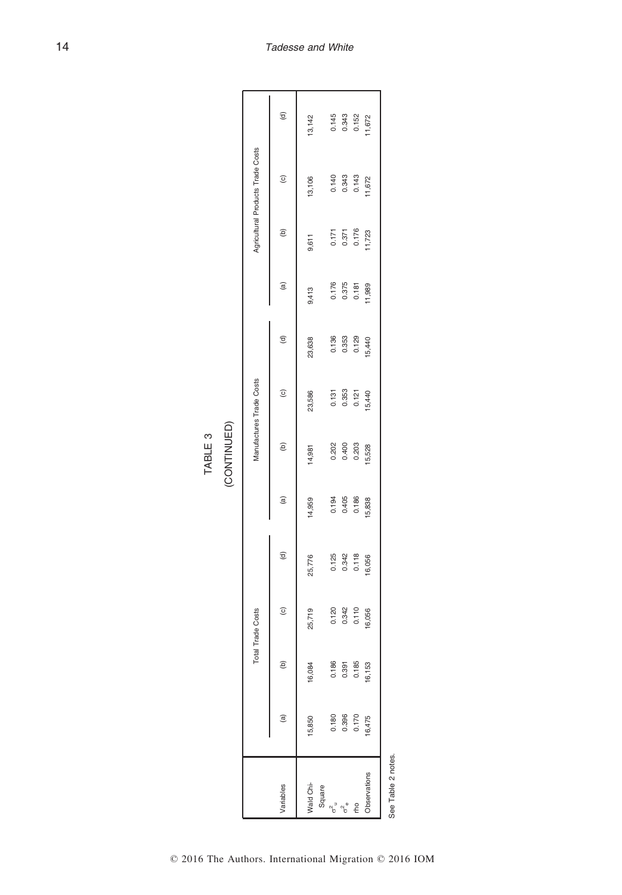TABLE 3

(CONTINUED)

| Variables | Total Trade Costs | | | | Manufactures Trade Costs | | | | Agricultural Products Trade Costs | | | |
|---|---|---|---|---|---|---|---|---|---|---|---|---|
| | (a) | (b) | (c) | (d) | (a) | (b) | (c) | (d) | (a) | (b) | (c) | (d) |
| Wald Chi-Square | 15,850 | 16,084 | 25,719 | 25,776 | 14,959 | 14,981 | 23,586 | 23,638 | 9,413 | 9,611 | 13,106 | 13,142 |
| $\sigma^2_u$ | 0.180 | 0.186 | 0.120 | 0.125 | 0.194 | 0.202 | 0.131 | 0.136 | 0.176 | 0.171 | 0.140 | 0.145 |
| $\sigma^2_e$ | 0.396 | 0.391 | 0.342 | 0.342 | 0.405 | 0.400 | 0.353 | 0.353 | 0.375 | 0.371 | 0.343 | 0.343 |
| rho | 0.170 | 0.185 | 0.110 | 0.118 | 0.186 | 0.203 | 0.121 | 0.129 | 0.181 | 0.176 | 0.143 | 0.152 |
| Observations | 16,475 | 16,153 | 16,056 | 16,056 | 15,838 | 15,528 | 15,440 | 15,440 | 11,989 | 11,723 | 11,672 | 11,672 |

See Table 2 notes.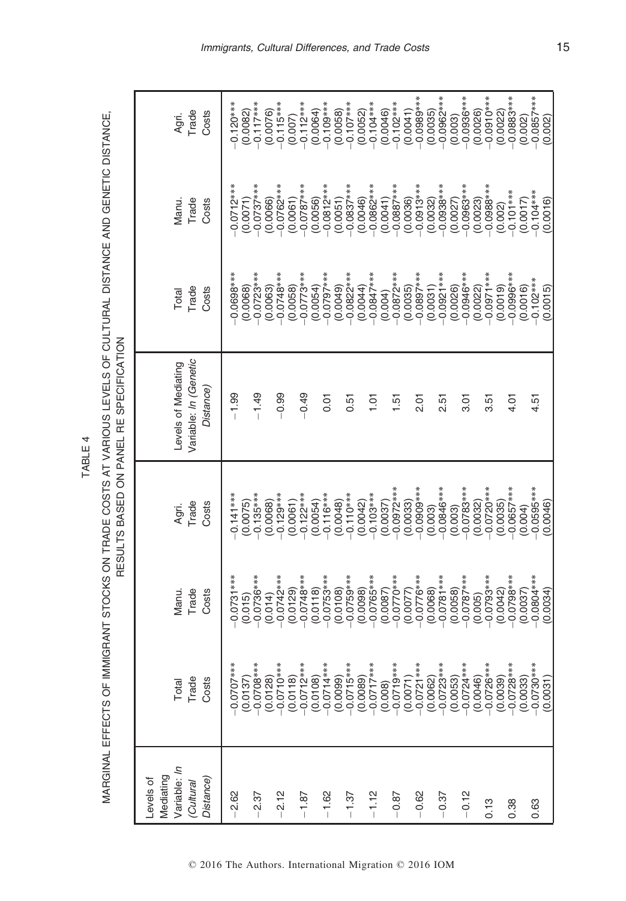TABLE 4

MARGINAL EFFECTS OF IMMIGRANT STOCKS ON TRADE COSTS AT VARIOUS LEVELS OF CULTURAL DISTANCE AND GENETIC DISTANCE, RESULTS BASED ON PANEL RE SPECIFICATION

| Levels of Mediating Variable: *ln (Cultural Distance)* | Total Trade Costs | Manu. Trade Costs | Agri. Trade Costs | Levels of Mediating Variable: *ln (Genetic Distance)* | Total Trade Costs | Manu. Trade Costs | Agri. Trade Costs |
|---|---|---|---|---|---|---|---|
| −2.62 | −0.0707*** | −0.0731*** | −0.141*** | −1.99 | −0.0698*** | −0.0712*** | −0.120*** |
| | (0.0137) | (0.015) | (0.0075) | | (0.0068) | (0.0071) | (0.0082) |
| −2.37 | −0.0708*** | −0.0736*** | −0.135*** | −1.49 | −0.0723*** | −0.0737*** | −0.117*** |
| | (0.0128) | (0.014) | (0.0068) | | (0.0063) | (0.0066) | (0.0076) |
| −2.12 | −0.0710*** | −0.0742*** | −0.129*** | −0.99 | −0.0748*** | −0.0762*** | −0.115*** |
| | (0.0118) | (0.0129) | (0.0061) | | (0.0058) | (0.0061) | (0.007) |
| −1.87 | −0.0712*** | −0.0748*** | −0.122*** | −0.49 | −0.0773*** | −0.0787*** | −0.112*** |
| | (0.0108) | (0.0118) | (0.0054) | | (0.0054) | (0.0056) | (0.0064) |
| −1.62 | −0.0714*** | −0.0753*** | −0.116*** | 0.01 | −0.0797*** | −0.0812*** | −0.109*** |
| | (0.0099) | (0.0108) | (0.0048) | | (0.0049) | (0.0051) | (0.0058) |
| −1.37 | −0.0715*** | −0.0759*** | −0.110*** | 0.51 | −0.0822*** | −0.0837*** | −0.107*** |
| | (0.0089) | (0.0098) | (0.0042) | | (0.0044) | (0.0046) | (0.0052) |
| −1.12 | −0.0717*** | −0.0765*** | −0.103*** | 1.01 | −0.0847*** | −0.0862*** | −0.104*** |
| | (0.008) | (0.0087) | (0.0037) | | (0.004) | (0.0041) | (0.0046) |
| −0.87 | −0.0719*** | −0.0770*** | −0.0972*** | 1.51 | −0.0872*** | −0.0887*** | −0.102*** |
| | (0.0071) | (0.0077) | (0.0033) | | (0.0035) | (0.0036) | (0.0041) |
| −0.62 | −0.0721*** | −0.0776*** | −0.0909*** | 2.01 | −0.0897*** | −0.0913*** | −0.0989*** |
| | (0.0062) | (0.0068) | (0.003) | | (0.0031) | (0.0032) | (0.0035) |
| −0.37 | −0.0723*** | −0.0781*** | −0.0846*** | 2.51 | −0.0921*** | −0.0938*** | −0.0962*** |
| | (0.0053) | (0.0058) | (0.003) | | (0.0026) | (0.0027) | (0.003) |
| −0.12 | −0.0724*** | −0.0787*** | −0.0783*** | 3.01 | −0.0946*** | −0.0963*** | −0.0936*** |
| | (0.0046) | (0.005) | (0.0032) | | (0.0022) | (0.0023) | (0.0026) |
| 0.13 | −0.0726*** | −0.0793*** | −0.0720*** | 3.51 | −0.0971*** | −0.0988*** | −0.0910*** |
| | (0.0039) | (0.0042) | (0.0035) | | (0.0019) | (0.002) | (0.0022) |
| 0.38 | −0.0728*** | −0.0798*** | −0.0657*** | 4.01 | −0.0996*** | −0.101*** | −0.0883*** |
| | (0.0033) | (0.0037) | (0.004) | | (0.0016) | (0.0017) | (0.002) |
| 0.63 | −0.0730*** | −0.0804*** | −0.0595*** | 4.51 | −0.102*** | −0.104*** | −0.0857*** |
| | (0.0031) | (0.0034) | (0.0046) | | (0.0015) | (0.0016) | (0.002) |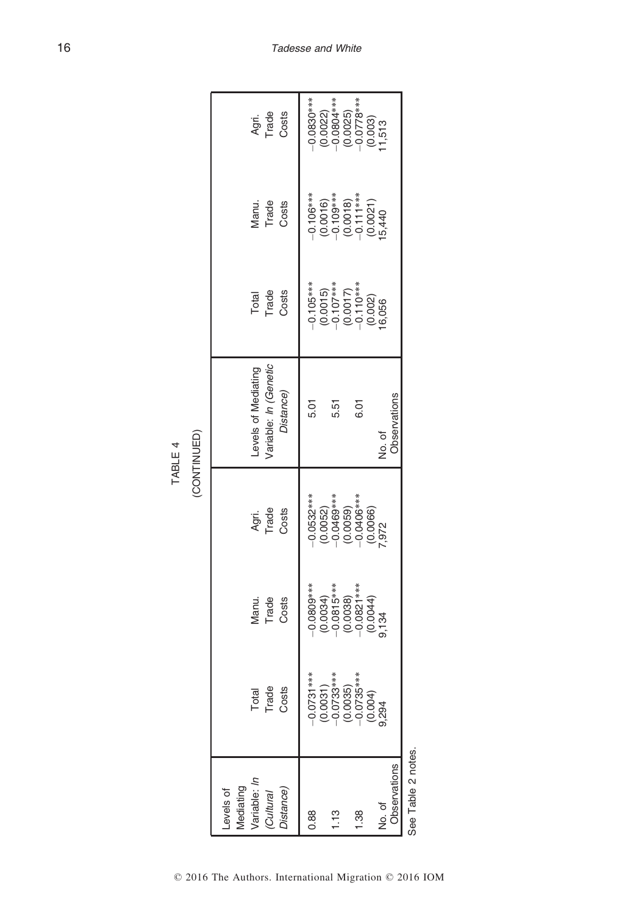TABLE 4

(CONTINUED)

| Levels of Mediating Variable: *ln (Cultural Distance)* | Total Trade Costs | Manu. Trade Costs | Agri. Trade Costs | Levels of Mediating Variable: *ln (Genetic Distance)* | Total Trade Costs | Manu. Trade Costs | Agri. Trade Costs |
|---|---|---|---|---|---|---|---|
| 0.88 | −0.0731*** | −0.0809*** | −0.0532*** | 5.01 | −0.105*** | −0.106*** | −0.0830*** |
| | (0.0031) | (0.0034) | (0.0052) | | (0.0015) | (0.0016) | (0.0022) |
| 1.13 | −0.0733*** | −0.0815*** | −0.0469*** | 5.51 | −0.107*** | −0.109*** | −0.0804*** |
| | (0.0035) | (0.0038) | (0.0059) | | (0.0017) | (0.0018) | (0.0025) |
| 1.38 | −0.0735*** | −0.0821*** | −0.0406*** | 6.01 | −0.110*** | −0.111*** | −0.0778*** |
| | (0.004) | (0.0044) | (0.0066) | | (0.002) | (0.0021) | (0.003) |
| No. of Observations | 9,294 | 9,134 | 7,972 | No. of Observations | 16,056 | 15,440 | 11,513 |

See Table 2 notes.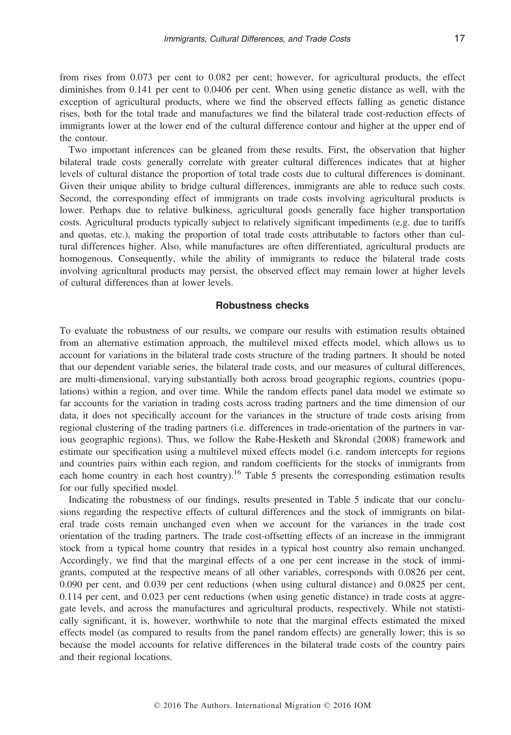from rises from 0.073 per cent to 0.082 per cent; however, for agricultural products, the effect diminishes from 0.141 per cent to 0.0406 per cent. When using genetic distance as well, with the exception of agricultural products, where we find the observed effects falling as genetic distance rises, both for the total trade and manufactures we find the bilateral trade cost-reduction effects of immigrants lower at the lower end of the cultural difference contour and higher at the upper end of the contour.

Two important inferences can be gleaned from these results. First, the observation that higher bilateral trade costs generally correlate with greater cultural differences indicates that at higher levels of cultural distance the proportion of total trade costs due to cultural differences is dominant. Given their unique ability to bridge cultural differences, immigrants are able to reduce such costs. Second, the corresponding effect of immigrants on trade costs involving agricultural products is lower. Perhaps due to relative bulkiness, agricultural goods generally face higher transportation costs. Agricultural products typically subject to relatively significant impediments (e.g. due to tariffs and quotas, etc.), making the proportion of total trade costs attributable to factors other than cultural differences higher. Also, while manufactures are often differentiated, agricultural products are homogenous. Consequently, while the ability of immigrants to reduce the bilateral trade costs involving agricultural products may persist, the observed effect may remain lower at higher levels of cultural differences than at lower levels.

## Robustness checks

To evaluate the robustness of our results, we compare our results with estimation results obtained from an alternative estimation approach, the multilevel mixed effects model, which allows us to account for variations in the bilateral trade costs structure of the trading partners. It should be noted that our dependent variable series, the bilateral trade costs, and our measures of cultural differences, are multi-dimensional, varying substantially both across broad geographic regions, countries (populations) within a region, and over time. While the random effects panel data model we estimate so far accounts for the variation in trading costs across trading partners and the time dimension of our data, it does not specifically account for the variances in the structure of trade costs arising from regional clustering of the trading partners (i.e. differences in trade-orientation of the partners in various geographic regions). Thus, we follow the Rabe-Hesketh and Skrondal (2008) framework and estimate our specification using a multilevel mixed effects model (i.e. random intercepts for regions and countries pairs within each region, and random coefficients for the stocks of immigrants from each home country in each host country).[16] Table 5 presents the corresponding estimation results for our fully specified model.

Indicating the robustness of our findings, results presented in Table 5 indicate that our conclusions regarding the respective effects of cultural differences and the stock of immigrants on bilateral trade costs remain unchanged even when we account for the variances in the trade cost orientation of the trading partners. The trade cost-offsetting effects of an increase in the immigrant stock from a typical home country that resides in a typical host country also remain unchanged. Accordingly, we find that the marginal effects of a one per cent increase in the stock of immigrants, computed at the respective means of all other variables, corresponds with 0.0826 per cent, 0.090 per cent, and 0.039 per cent reductions (when using cultural distance) and 0.0825 per cent, 0.114 per cent, and 0.023 per cent reductions (when using genetic distance) in trade costs at aggregate levels, and across the manufactures and agricultural products, respectively. While not statistically significant, it is, however, worthwhile to note that the marginal effects estimated the mixed effects model (as compared to results from the panel random effects) are generally lower; this is so because the model accounts for relative differences in the bilateral trade costs of the country pairs and their regional locations.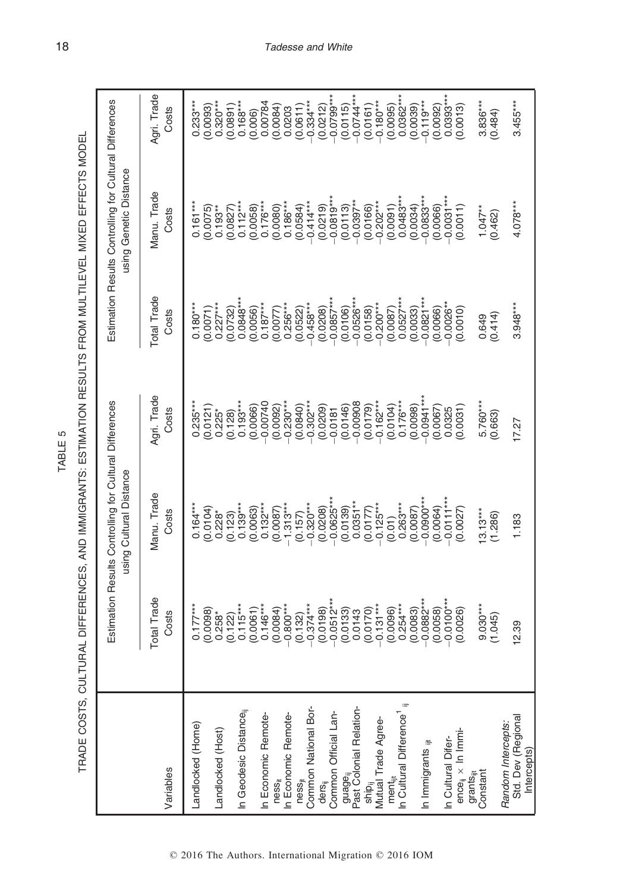TABLE 5

TRADE COSTS, CULTURAL DIFFERENCES, AND IMMIGRANTS: ESTIMATION RESULTS FROM MULTILEVEL MIXED EFFECTS MODEL

| Variables | Estimation Results Controlling for Cultural Differences using Cultural Distance | | | Estimation Results Controlling for Cultural Differences using Genetic Distance | | |
|---|---|---|---|---|---|---|
| | Total Trade Costs | Manu. Trade Costs | Agri. Trade Costs | Total Trade Costs | Manu. Trade Costs | Agri. Trade Costs |
| Landlocked (Home) | 0.177*** | 0.164*** | 0.235*** | 0.180*** | 0.161*** | 0.233*** |
| | (0.0098) | (0.0104) | (0.0121) | (0.0071) | (0.0075) | (0.0093) |
| Landlocked (Host) | 0.258* | 0.228* | 0.225* | 0.227*** | 0.193** | 0.320*** |
| | (0.122) | (0.123) | (0.128) | (0.0732) | (0.0827) | (0.0891) |
| ln Geodesic $\text{Distance}_{ij}$ | 0.115*** | 0.139*** | 0.193*** | 0.0848*** | 0.112*** | 0.168*** |
| | (0.0061) | (0.0063) | (0.0066) | (0.0056) | (0.0058) | (0.006) |
| ln Economic $\text{Remoteness}_{it}$ | 0.146*** | 0.132*** | −0.00740 | 0.187*** | 0.176*** | 0.00784 |
| | (0.0084) | (0.0087) | (0.0092) | (0.0077) | (0.0080) | (0.0084) |
| ln Economic $\text{Remoteness}_{jt}$ | −0.800*** | −1.313*** | −0.230*** | 0.256*** | 0.186*** | 0.0203 |
| | (0.132) | (0.157) | (0.0840) | (0.0522) | (0.0584) | (0.0611) |
| Common National $\text{Borders}_{ij}$ | −0.374*** | −0.320*** | −0.302*** | −0.458*** | −0.414*** | −0.334*** |
| | (0.0198) | (0.0208) | (0.0209) | (0.0208) | (0.0219) | (0.0212) |
| Common Official $\text{Language}_{ij}$ | −0.0512*** | −0.0625*** | −0.0181 | −0.0857*** | −0.0819*** | −0.0799*** |
| | (0.0133) | (0.0139) | (0.0146) | (0.0106) | (0.0113) | (0.0115) |
| Past Colonial $\text{Relationship}_{ij}$ | 0.0143 | 0.0351** | −0.00908 | −0.0526*** | −0.0397** | −0.0744*** |
| | (0.0170) | (0.0177) | (0.0179) | (0.0158) | (0.0166) | (0.0161) |
| Mutual Trade $\text{Agreement}_{ijt}$ | −0.131*** | −0.125*** | −0.162*** | −0.200*** | −0.202*** | −0.180*** |
| | (0.0096) | (0.01) | (0.0104) | (0.0087) | (0.0091) | (0.0095) |
| ln Cultural $\text{Difference}^{1}_{ij}$ | 0.254*** | 0.263*** | 0.176*** | 0.0527*** | 0.0483*** | 0.0362*** |
| | (0.0083) | (0.0087) | (0.0098) | (0.0033) | (0.0034) | (0.0039) |
| ln $\text{Immigrants}_{ijt}$ | −0.0882*** | −0.0900*** | −0.0941*** | −0.0821*** | −0.0833*** | −0.119*** |
| | (0.0058) | (0.0064) | (0.0067) | (0.0066) | (0.0066) | (0.0092) |
| ln Cultural $\text{Difference}_{ij}$ × ln $\text{Immigrants}_{ijt}$ | −0.0100*** | −0.0111*** | 0.0325 | −0.0026** | −0.0031*** | 0.0393*** |
| | (0.0026) | (0.0027) | (0.0031) | (0.0010) | (0.0011) | (0.0013) |
| Constant | 9.030*** | 13.13*** | 5.760*** | 0.649 | 1.047** | 3.836*** |
| | (1.045) | (1.286) | (0.663) | (0.414) | (0.462) | (0.484) |
| *Random Intercepts:* | | | | | | |
| Std. Dev (Regional Intercepts) | 12.39 | 1.183 | 17.27 | 3.948*** | 4.078*** | 3.455*** |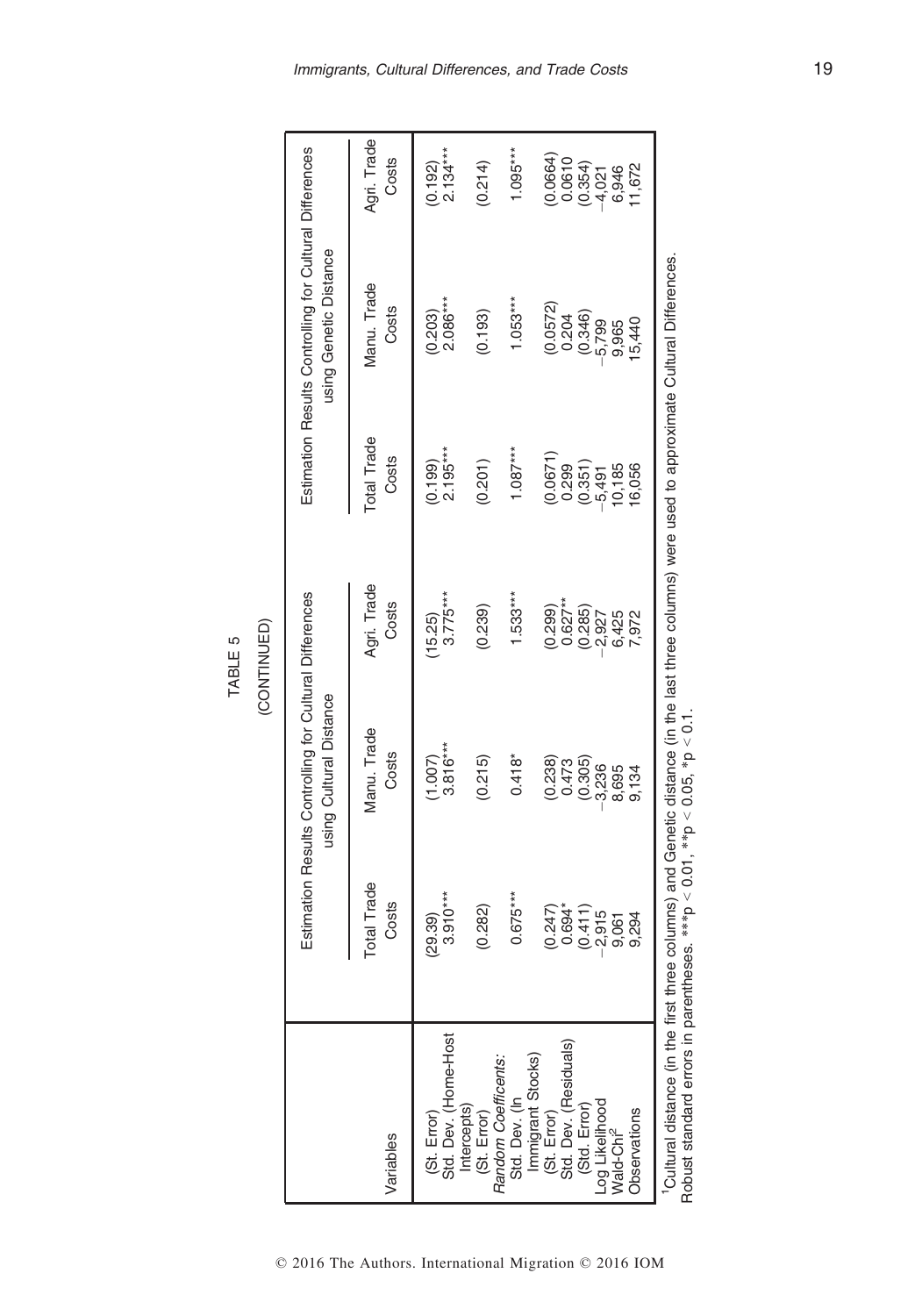TABLE 5

(CONTINUED)

| Variables | Estimation Results Controlling for Cultural Differences using Cultural Distance | | | Estimation Results Controlling for Cultural Differences using Genetic Distance | | |
|---|---|---|---|---|---|---|
| | Total Trade Costs | Manu. Trade Costs | Agri. Trade Costs | Total Trade Costs | Manu. Trade Costs | Agri. Trade Costs |
| (St. Error) | (29.39) | (1.007) | (15.25) | (0.199) | (0.203) | (0.192) |
| Std. Dev. (Home-Host Intercepts) | 3.910*** | 3.816*** | 3.775*** | 2.195*** | 2.086*** | 2.134*** |
| (St. Error) | (0.282) | (0.215) | (0.239) | (0.201) | (0.193) | (0.214) |
| *Random Coefficients:* | | | | | | |
| Std. Dev. (ln Immigrant Stocks) | 0.675*** | 0.418* | 1.533*** | 1.087*** | 1.053*** | 1.095*** |
| (St. Error) | (0.247) | (0.238) | (0.299) | (0.0671) | (0.0572) | (0.0664) |
| Std. Dev. (Residuals) | 0.694* | 0.473 | 0.627** | 0.299 | 0.204 | 0.0610 |
| (Std. Error) | (0.411) | (0.305) | (0.285) | (0.351) | (0.346) | (0.354) |
| Log Likelihood | −2,915 | −3,236 | −2,927 | −5,491 | −5,799 | −4,021 |
| Wald-Chi$^2$ | 9,061 | 8,695 | 6,425 | 10,185 | 9,965 | 6,946 |
| Observations | 9,294 | 9,134 | 7,972 | 16,056 | 15,440 | 11,672 |

[1]Cultural distance (in the first three columns) and Genetic distance (in the last three columns) were used to approximate Cultural Differences.
Robust standard errors in parentheses. ***$p < 0.01$, **$p < 0.05$, *$p < 0.1$.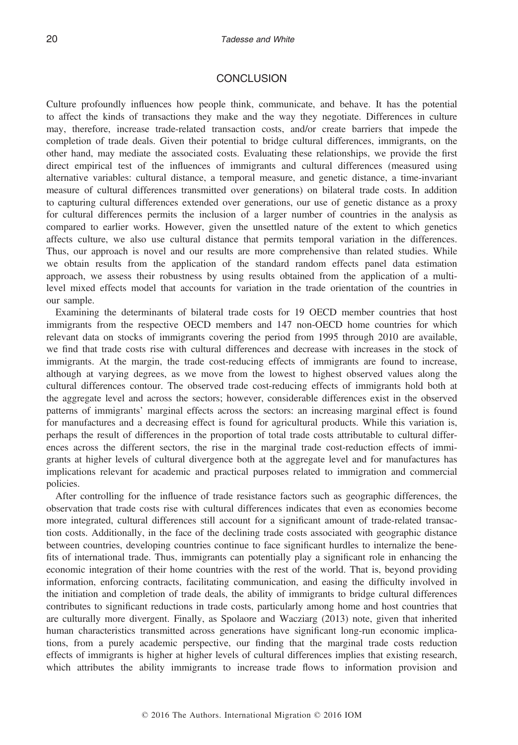## CONCLUSION

Culture profoundly influences how people think, communicate, and behave. It has the potential to affect the kinds of transactions they make and the way they negotiate. Differences in culture may, therefore, increase trade-related transaction costs, and/or create barriers that impede the completion of trade deals. Given their potential to bridge cultural differences, immigrants, on the other hand, may mediate the associated costs. Evaluating these relationships, we provide the first direct empirical test of the influences of immigrants and cultural differences (measured using alternative variables: cultural distance, a temporal measure, and genetic distance, a time-invariant measure of cultural differences transmitted over generations) on bilateral trade costs. In addition to capturing cultural differences extended over generations, our use of genetic distance as a proxy for cultural differences permits the inclusion of a larger number of countries in the analysis as compared to earlier works. However, given the unsettled nature of the extent to which genetics affects culture, we also use cultural distance that permits temporal variation in the differences. Thus, our approach is novel and our results are more comprehensive than related studies. While we obtain results from the application of the standard random effects panel data estimation approach, we assess their robustness by using results obtained from the application of a multi-level mixed effects model that accounts for variation in the trade orientation of the countries in our sample.

Examining the determinants of bilateral trade costs for 19 OECD member countries that host immigrants from the respective OECD members and 147 non-OECD home countries for which relevant data on stocks of immigrants covering the period from 1995 through 2010 are available, we find that trade costs rise with cultural differences and decrease with increases in the stock of immigrants. At the margin, the trade cost-reducing effects of immigrants are found to increase, although at varying degrees, as we move from the lowest to highest observed values along the cultural differences contour. The observed trade cost-reducing effects of immigrants hold both at the aggregate level and across the sectors; however, considerable differences exist in the observed patterns of immigrants' marginal effects across the sectors: an increasing marginal effect is found for manufactures and a decreasing effect is found for agricultural products. While this variation is, perhaps the result of differences in the proportion of total trade costs attributable to cultural differences across the different sectors, the rise in the marginal trade cost-reduction effects of immigrants at higher levels of cultural divergence both at the aggregate level and for manufactures has implications relevant for academic and practical purposes related to immigration and commercial policies.

After controlling for the influence of trade resistance factors such as geographic differences, the observation that trade costs rise with cultural differences indicates that even as economies become more integrated, cultural differences still account for a significant amount of trade-related transaction costs. Additionally, in the face of the declining trade costs associated with geographic distance between countries, developing countries continue to face significant hurdles to internalize the benefits of international trade. Thus, immigrants can potentially play a significant role in enhancing the economic integration of their home countries with the rest of the world. That is, beyond providing information, enforcing contracts, facilitating communication, and easing the difficulty involved in the initiation and completion of trade deals, the ability of immigrants to bridge cultural differences contributes to significant reductions in trade costs, particularly among home and host countries that are culturally more divergent. Finally, as Spolaore and Wacziarg (2013) note, given that inherited human characteristics transmitted across generations have significant long-run economic implications, from a purely academic perspective, our finding that the marginal trade costs reduction effects of immigrants is higher at higher levels of cultural differences implies that existing research, which attributes the ability immigrants to increase trade flows to information provision and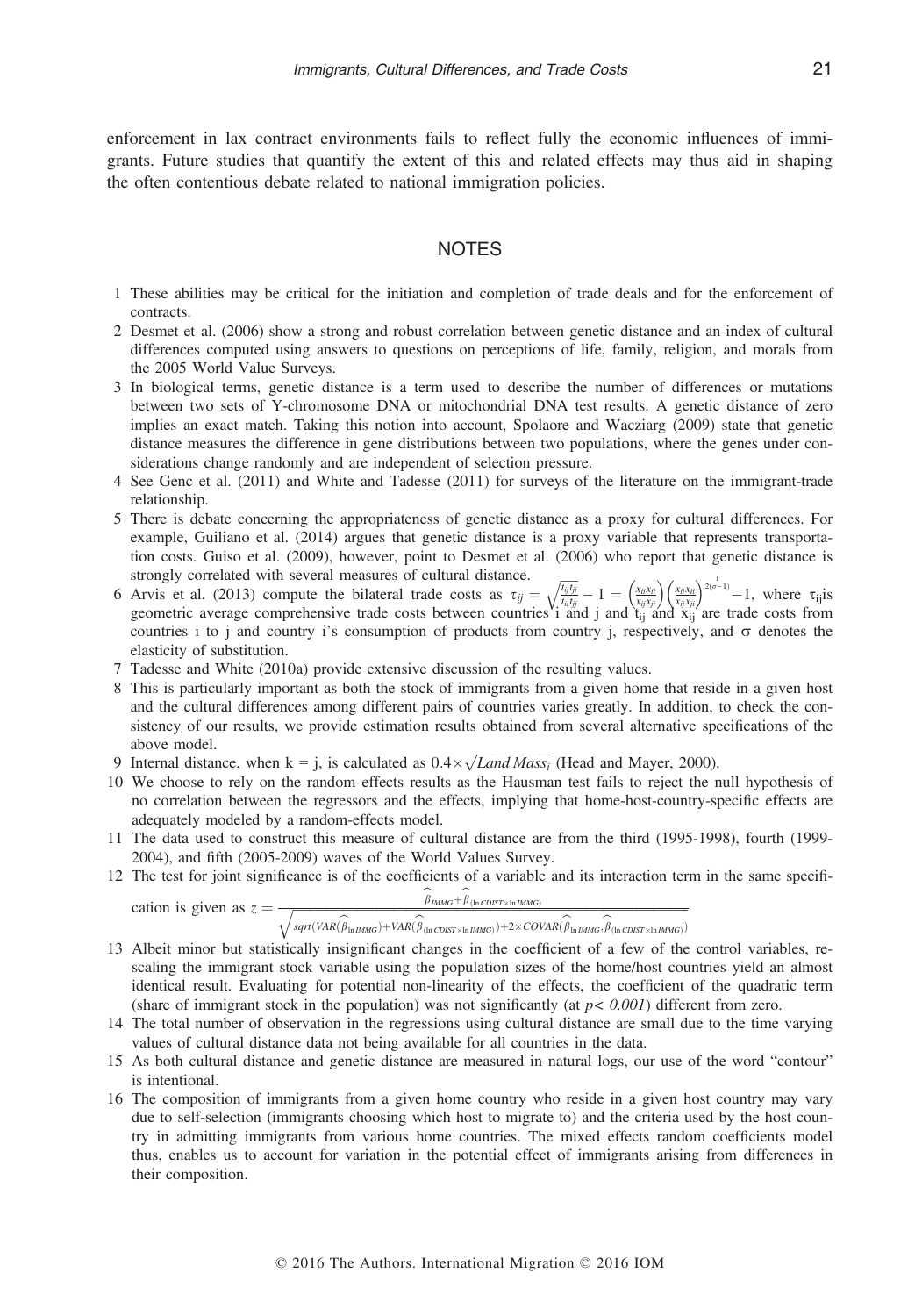enforcement in lax contract environments fails to reflect fully the economic influences of immigrants. Future studies that quantify the extent of this and related effects may thus aid in shaping the often contentious debate related to national immigration policies.

## NOTES

1 These abilities may be critical for the initiation and completion of trade deals and for the enforcement of contracts.

2 Desmet et al. (2006) show a strong and robust correlation between genetic distance and an index of cultural differences computed using answers to questions on perceptions of life, family, religion, and morals from the 2005 World Value Surveys.

3 In biological terms, genetic distance is a term used to describe the number of differences or mutations between two sets of Y-chromosome DNA or mitochondrial DNA test results. A genetic distance of zero implies an exact match. Taking this notion into account, Spolaore and Wacziarg (2009) state that genetic distance measures the difference in gene distributions between two populations, where the genes under considerations change randomly and are independent of selection pressure.

4 See Genc et al. (2011) and White and Tadesse (2011) for surveys of the literature on the immigrant-trade relationship.

5 There is debate concerning the appropriateness of genetic distance as a proxy for cultural differences. For example, Guiliano et al. (2014) argues that genetic distance is a proxy variable that represents transportation costs. Guiso et al. (2009), however, point to Desmet et al. (2006) who report that genetic distance is strongly correlated with several measures of cultural distance.

6 Arvis et al. (2013) compute the bilateral trade costs as $\tau_{ij} = \sqrt{\frac{t_{ij}t_{ji}}{t_{ii}t_{jj}}} - 1 = \left(\frac{x_{ii}x_{ii}}{x_{ij}x_{ji}}\right)\left(\frac{x_{ii}x_{ii}}{x_{ij}x_{ji}}\right)^{\frac{1}{2(\sigma-1)}} - 1$, where $\tau_{ij}$is geometric average comprehensive trade costs between countries i and j and $t_{ij}$ and $x_{ij}$ are trade costs from countries i to j and country i's consumption of products from country j, respectively, and $\sigma$ denotes the elasticity of substitution.

7 Tadesse and White (2010a) provide extensive discussion of the resulting values.

8 This is particularly important as both the stock of immigrants from a given home that reside in a given host and the cultural differences among different pairs of countries varies greatly. In addition, to check the consistency of our results, we provide estimation results obtained from several alternative specifications of the above model.

9 Internal distance, when k = j, is calculated as $0.4 \times \sqrt{Land\,Mass_i}$ (Head and Mayer, 2000).

10 We choose to rely on the random effects results as the Hausman test fails to reject the null hypothesis of no correlation between the regressors and the effects, implying that home-host-country-specific effects are adequately modeled by a random-effects model.

11 The data used to construct this measure of cultural distance are from the third (1995-1998), fourth (1999-2004), and fifth (2005-2009) waves of the World Values Survey.

12 The test for joint significance is of the coefficients of a variable and its interaction term in the same specification is given as $z = \frac{\widehat{\beta}_{IMMG} + \widehat{\beta}_{(\ln CDIST \times \ln IMMG)}}{\sqrt{sqrt(VAR(\widehat{\beta}_{\ln IMMG}) + VAR(\widehat{\beta}_{(\ln CDIST \times \ln IMMG)}) + 2 \times COVAR(\widehat{\beta}_{\ln IMMG}, \widehat{\beta}_{(\ln CDIST \times \ln IMMG)})}}$

13 Albeit minor but statistically insignificant changes in the coefficient of a few of the control variables, rescaling the immigrant stock variable using the population sizes of the home/host countries yield an almost identical result. Evaluating for potential non-linearity of the effects, the coefficient of the quadratic term (share of immigrant stock in the population) was not significantly (at $p< 0.001$) different from zero.

14 The total number of observation in the regressions using cultural distance are small due to the time varying values of cultural distance data not being available for all countries in the data.

15 As both cultural distance and genetic distance are measured in natural logs, our use of the word "contour" is intentional.

16 The composition of immigrants from a given home country who reside in a given host country may vary due to self-selection (immigrants choosing which host to migrate to) and the criteria used by the host country in admitting immigrants from various home countries. The mixed effects random coefficients model thus, enables us to account for variation in the potential effect of immigrants arising from differences in their composition.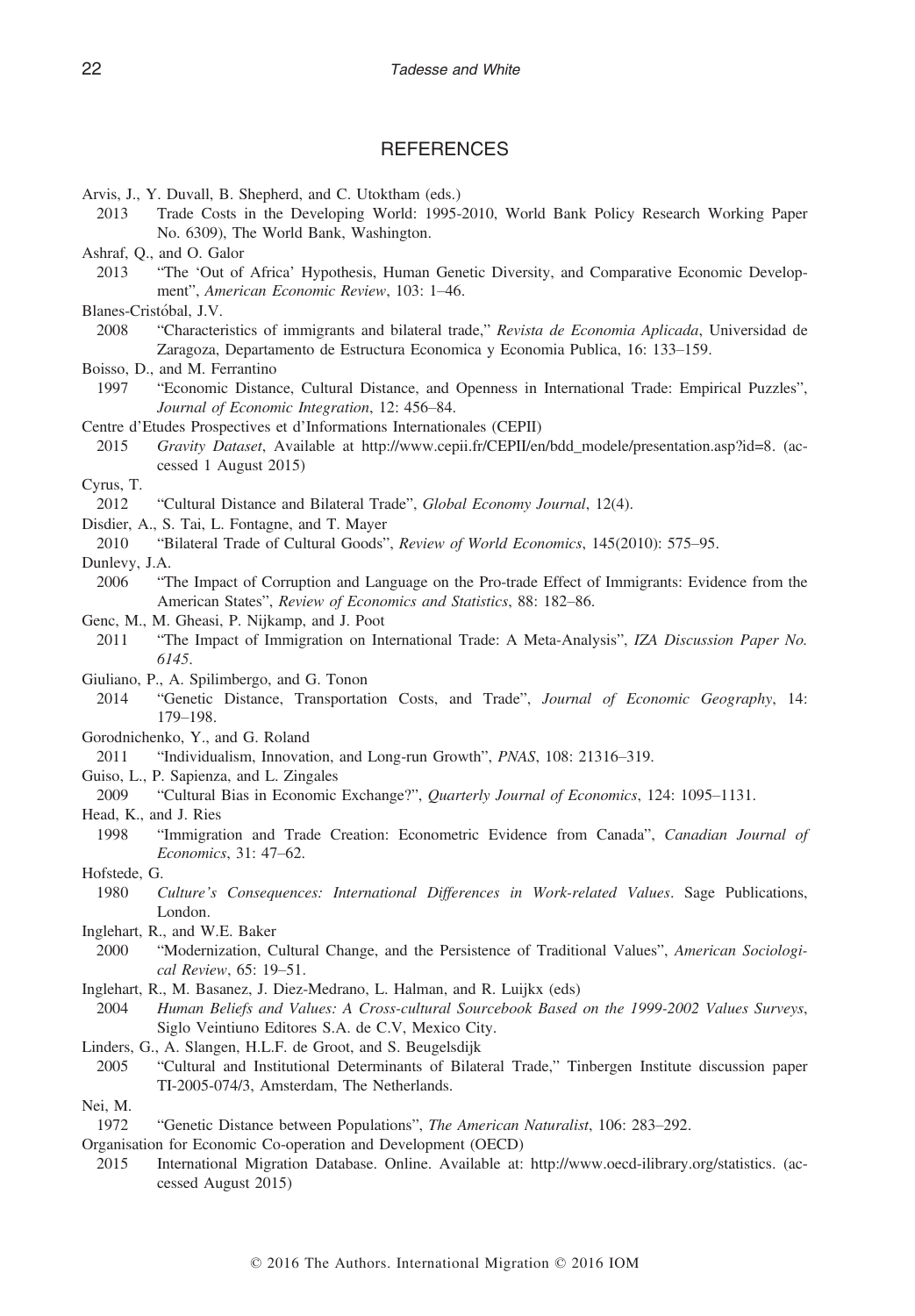## REFERENCES

Arvis, J., Y. Duvall, B. Shepherd, and C. Utoktham (eds.)

2013 Trade Costs in the Developing World: 1995-2010, World Bank Policy Research Working Paper No. 6309), The World Bank, Washington.

Ashraf, Q., and O. Galor

2013 "The 'Out of Africa' Hypothesis, Human Genetic Diversity, and Comparative Economic Development", *American Economic Review*, 103: 1–46.

Blanes-Cristóbal, J.V.

2008 "Characteristics of immigrants and bilateral trade," *Revista de Economia Aplicada*, Universidad de Zaragoza, Departamento de Estructura Economica y Economia Publica, 16: 133–159.

Boisso, D., and M. Ferrantino

1997 "Economic Distance, Cultural Distance, and Openness in International Trade: Empirical Puzzles", *Journal of Economic Integration*, 12: 456–84.

Centre d'Etudes Prospectives et d'Informations Internationales (CEPII)

2015 *Gravity Dataset*, Available at http://www.cepii.fr/CEPII/en/bdd_modele/presentation.asp?id=8. (accessed 1 August 2015)

Cyrus, T.

2012 "Cultural Distance and Bilateral Trade", *Global Economy Journal*, 12(4).

Disdier, A., S. Tai, L. Fontagne, and T. Mayer

2010 "Bilateral Trade of Cultural Goods", *Review of World Economics*, 145(2010): 575–95.

Dunlevy, J.A.

2006 "The Impact of Corruption and Language on the Pro-trade Effect of Immigrants: Evidence from the American States", *Review of Economics and Statistics*, 88: 182–86.

Genc, M., M. Gheasi, P. Nijkamp, and J. Poot

2011 "The Impact of Immigration on International Trade: A Meta-Analysis", *IZA Discussion Paper No. 6145*.

Giuliano, P., A. Spilimbergo, and G. Tonon

2014 "Genetic Distance, Transportation Costs, and Trade", *Journal of Economic Geography*, 14: 179–198.

Gorodnichenko, Y., and G. Roland

2011 "Individualism, Innovation, and Long-run Growth", *PNAS*, 108: 21316–319.

Guiso, L., P. Sapienza, and L. Zingales

2009 "Cultural Bias in Economic Exchange?", *Quarterly Journal of Economics*, 124: 1095–1131.

Head, K., and J. Ries

1998 "Immigration and Trade Creation: Econometric Evidence from Canada", *Canadian Journal of Economics*, 31: 47–62.

Hofstede, G.

1980 *Culture's Consequences: International Differences in Work-related Values*. Sage Publications, London.

Inglehart, R., and W.E. Baker

2000 "Modernization, Cultural Change, and the Persistence of Traditional Values", *American Sociological Review*, 65: 19–51.

Inglehart, R., M. Basanez, J. Diez-Medrano, L. Halman, and R. Luijkx (eds)

2004 *Human Beliefs and Values: A Cross-cultural Sourcebook Based on the 1999-2002 Values Surveys*, Siglo Veintiuno Editores S.A. de C.V, Mexico City.

Linders, G., A. Slangen, H.L.F. de Groot, and S. Beugelsdijk

2005 "Cultural and Institutional Determinants of Bilateral Trade," Tinbergen Institute discussion paper TI-2005-074/3, Amsterdam, The Netherlands.

Nei, M.

1972 "Genetic Distance between Populations", *The American Naturalist*, 106: 283–292.

Organisation for Economic Co-operation and Development (OECD)

2015 International Migration Database. Online. Available at: http://www.oecd-ilibrary.org/statistics. (accessed August 2015)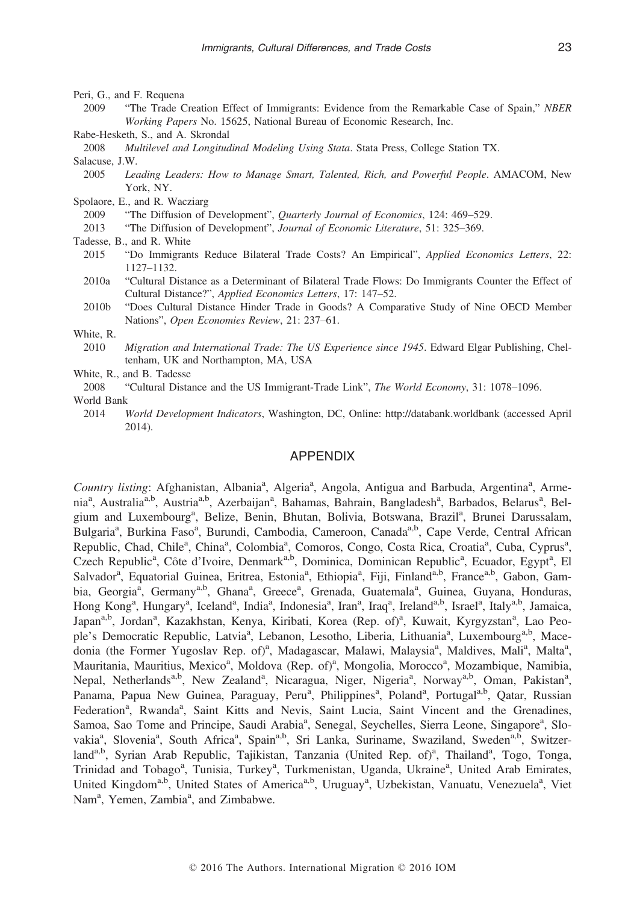Peri, G., and F. Requena

2009 "The Trade Creation Effect of Immigrants: Evidence from the Remarkable Case of Spain," *NBER Working Papers* No. 15625, National Bureau of Economic Research, Inc.

Rabe-Hesketh, S., and A. Skrondal

2008 *Multilevel and Longitudinal Modeling Using Stata*. Stata Press, College Station TX.

Salacuse, J.W.

2005 *Leading Leaders: How to Manage Smart, Talented, Rich, and Powerful People*. AMACOM, New York, NY.

Spolaore, E., and R. Wacziarg

2009 "The Diffusion of Development", *Quarterly Journal of Economics*, 124: 469–529.

2013 "The Diffusion of Development", *Journal of Economic Literature*, 51: 325–369.

Tadesse, B., and R. White

2015 "Do Immigrants Reduce Bilateral Trade Costs? An Empirical", *Applied Economics Letters*, 22: 1127–1132.

2010a "Cultural Distance as a Determinant of Bilateral Trade Flows: Do Immigrants Counter the Effect of Cultural Distance?", *Applied Economics Letters*, 17: 147–52.

2010b "Does Cultural Distance Hinder Trade in Goods? A Comparative Study of Nine OECD Member Nations", *Open Economies Review*, 21: 237–61.

White, R.

2010 *Migration and International Trade: The US Experience since 1945*. Edward Elgar Publishing, Cheltenham, UK and Northampton, MA, USA

White, R., and B. Tadesse

2008 "Cultural Distance and the US Immigrant-Trade Link", *The World Economy*, 31: 1078–1096.

World Bank

2014 *World Development Indicators*, Washington, DC, Online: http://databank.worldbank (accessed April 2014).

## APPENDIX

*Country listing*: Afghanistan, Albania[a], Algeria[a], Angola, Antigua and Barbuda, Argentina[a], Armenia[a], Australia[a,b], Austria[a,b], Azerbaijan[a], Bahamas, Bahrain, Bangladesh[a], Barbados, Belarus[a], Belgium and Luxembourg[a], Belize, Benin, Bhutan, Bolivia, Botswana, Brazil[a], Brunei Darussalam, Bulgaria[a], Burkina Faso[a], Burundi, Cambodia, Cameroon, Canada[a,b], Cape Verde, Central African Republic, Chad, Chile[a], China[a], Colombia[a], Comoros, Congo, Costa Rica, Croatia[a], Cuba, Cyprus[a], Czech Republic[a], Côte d'Ivoire, Denmark[a,b], Dominica, Dominican Republic[a], Ecuador, Egypt[a], El Salvador[a], Equatorial Guinea, Eritrea, Estonia[a], Ethiopia[a], Fiji, Finland[a,b], France[a,b], Gabon, Gambia, Georgia[a], Germany[a,b], Ghana[a], Greece[a], Grenada, Guatemala[a], Guinea, Guyana, Honduras, Hong Kong[a], Hungary[a], Iceland[a], India[a], Indonesia[a], Iran[a], Iraq[a], Ireland[a,b], Israel[a], Italy[a,b], Jamaica, Japan[a,b], Jordan[a], Kazakhstan, Kenya, Kiribati, Korea (Rep. of)[a], Kuwait, Kyrgyzstan[a], Lao People's Democratic Republic, Latvia[a], Lebanon, Lesotho, Liberia, Lithuania[a], Luxembourg[a,b], Macedonia (the Former Yugoslav Rep. of)[a], Madagascar, Malawi, Malaysia[a], Maldives, Mali[a], Malta[a], Mauritania, Mauritius, Mexico[a], Moldova (Rep. of)[a], Mongolia, Morocco[a], Mozambique, Namibia, Nepal, Netherlands[a,b], New Zealand[a], Nicaragua, Niger, Nigeria[a], Norway[a,b], Oman, Pakistan[a], Panama, Papua New Guinea, Paraguay, Peru[a], Philippines[a], Poland[a], Portugal[a,b], Qatar, Russian Federation[a], Rwanda[a], Saint Kitts and Nevis, Saint Lucia, Saint Vincent and the Grenadines, Samoa, Sao Tome and Principe, Saudi Arabia[a], Senegal, Seychelles, Sierra Leone, Singapore[a], Slovakia[a], Slovenia[a], South Africa[a], Spain[a,b], Sri Lanka, Suriname, Swaziland, Sweden[a,b], Switzerland[a,b], Syrian Arab Republic, Tajikistan, Tanzania (United Rep. of)[a], Thailand[a], Togo, Tonga, Trinidad and Tobago[a], Tunisia, Turkey[a], Turkmenistan, Uganda, Ukraine[a], United Arab Emirates, United Kingdom[a,b], United States of America[a,b], Uruguay[a], Uzbekistan, Vanuatu, Venezuela[a], Viet Nam[a], Yemen, Zambia[a], and Zimbabwe.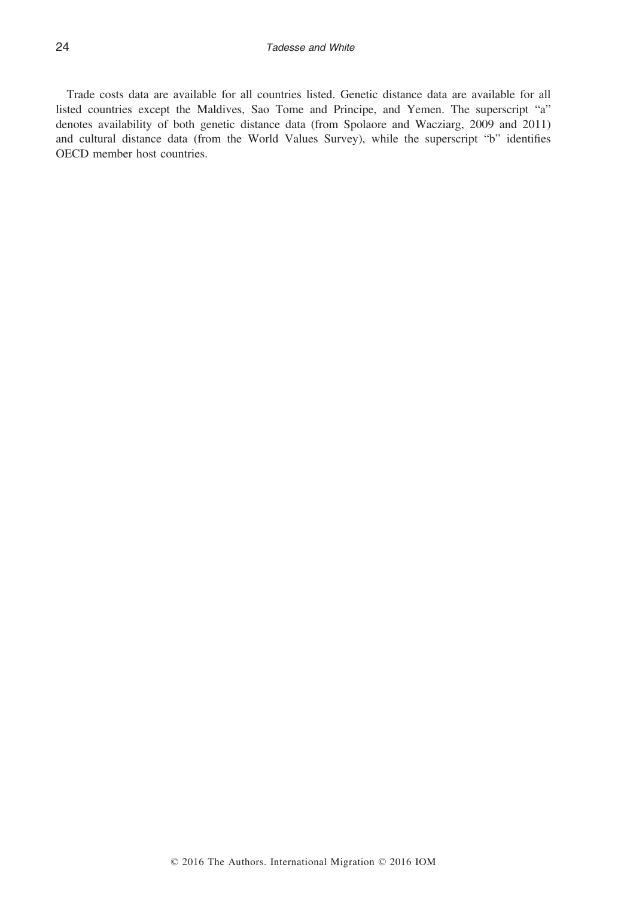Trade costs data are available for all countries listed. Genetic distance data are available for all listed countries except the Maldives, Sao Tome and Principe, and Yemen. The superscript "a" denotes availability of both genetic distance data (from Spolaore and Wacziarg, 2009 and 2011) and cultural distance data (from the World Values Survey), while the superscript "b" identifies OECD member host countries.